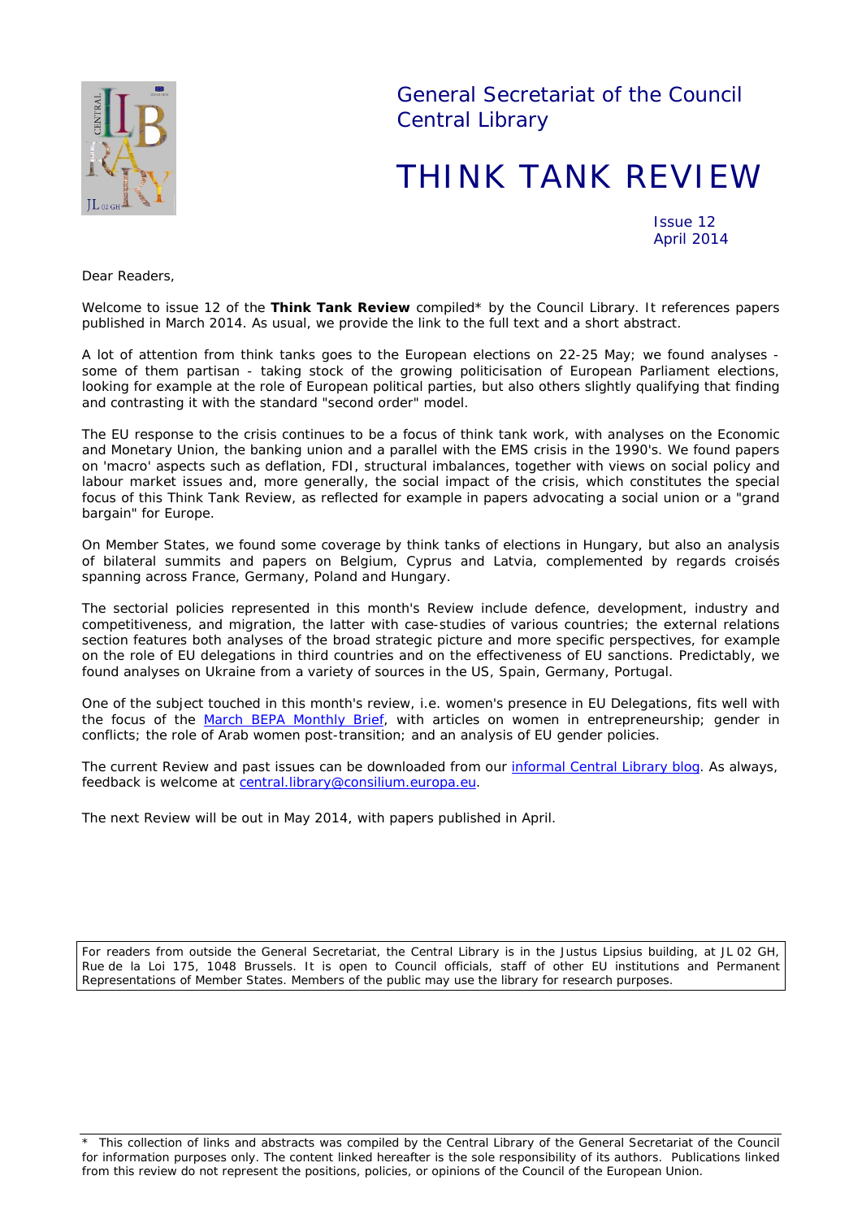General Secretariat of the Council
Central Library

# THINK TANK REVIEW

Issue 12
April 2014

Dear Readers,

Welcome to issue 12 of the **Think Tank Review** compiled* by the Council Library. It references papers published in March 2014. As usual, we provide the link to the full text and a short abstract.

A lot of attention from think tanks goes to the European elections on 22-25 May; we found analyses - some of them partisan - taking stock of the growing politicisation of European Parliament elections, looking for example at the role of European political parties, but also others slightly qualifying that finding and contrasting it with the standard "second order" model.

The EU response to the crisis continues to be a focus of think tank work, with analyses on the Economic and Monetary Union, the banking union and a parallel with the EMS crisis in the 1990's. We found papers on 'macro' aspects such as deflation, FDI, structural imbalances, together with views on social policy and labour market issues and, more generally, the social impact of the crisis, which constitutes the special focus of this Think Tank Review, as reflected for example in papers advocating a social union or a "grand bargain" for Europe.

On Member States, we found some coverage by think tanks of elections in Hungary, but also an analysis of bilateral summits and papers on Belgium, Cyprus and Latvia, complemented by regards croisés spanning across France, Germany, Poland and Hungary.

The sectorial policies represented in this month's Review include defence, development, industry and competitiveness, and migration, the latter with case-studies of various countries; the external relations section features both analyses of the broad strategic picture and more specific perspectives, for example on the role of EU delegations in third countries and on the effectiveness of EU sanctions. Predictably, we found analyses on Ukraine from a variety of sources in the US, Spain, Germany, Portugal.

One of the subject touched in this month's review, i.e. women's presence in EU Delegations, fits well with the focus of the March BEPA Monthly Brief, with articles on women in entrepreneurship; gender in conflicts; the role of Arab women post-transition; and an analysis of EU gender policies.

The current Review and past issues can be downloaded from our informal Central Library blog. As always, feedback is welcome at central.library@consilium.europa.eu.

The next Review will be out in May 2014, with papers published in April.

For readers from outside the General Secretariat, the Central Library is in the Justus Lipsius building, at JL 02 GH, Rue de la Loi 175, 1048 Brussels. It is open to Council officials, staff of other EU institutions and Permanent Representations of Member States. Members of the public may use the library for research purposes.

\* This collection of links and abstracts was compiled by the Central Library of the General Secretariat of the Council for information purposes only. The content linked hereafter is the sole responsibility of its authors. Publications linked from this review do not represent the positions, policies, or opinions of the Council of the European Union.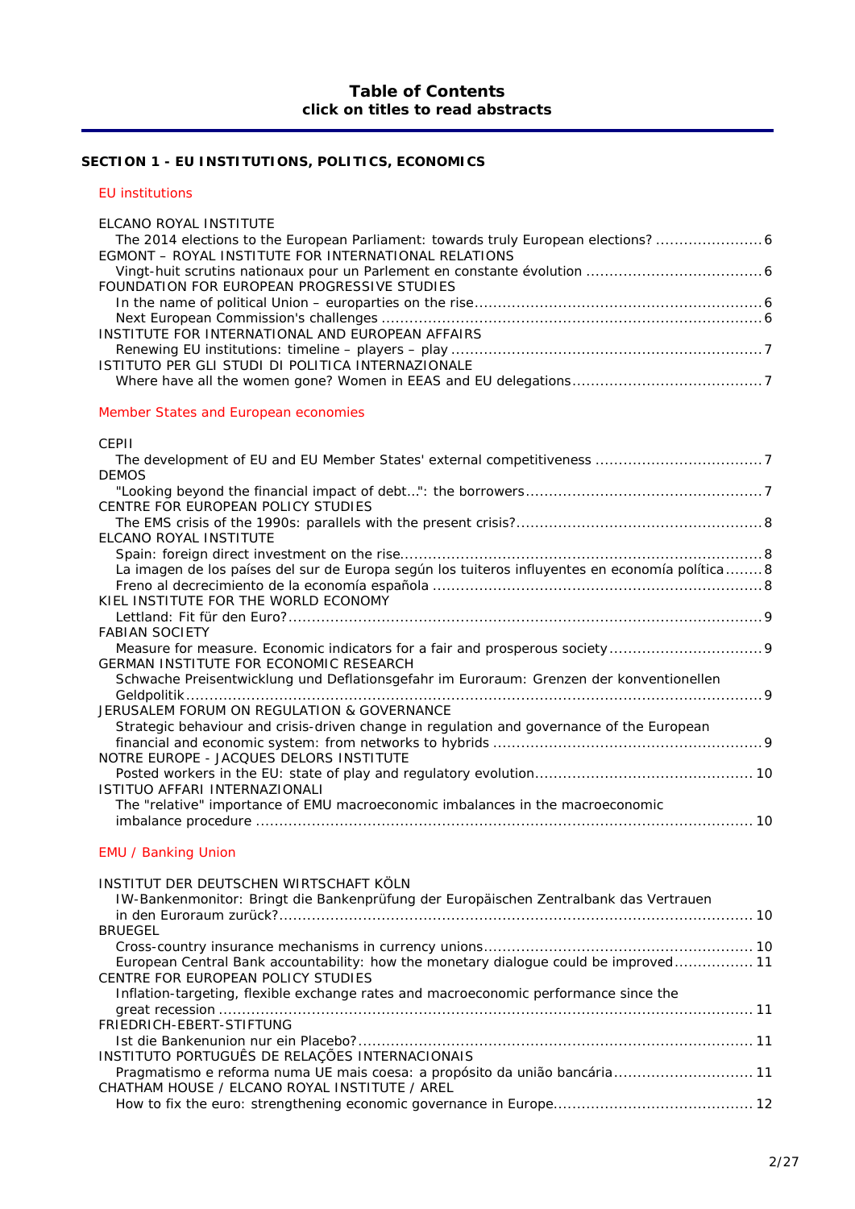## Table of Contents
**click on titles to read abstracts**

### SECTION 1 - EU INSTITUTIONS, POLITICS, ECONOMICS

#### EU institutions

ELCANO ROYAL INSTITUTE
- The 2014 elections to the European Parliament: towards truly European elections? ....................... 6

EGMONT – ROYAL INSTITUTE FOR INTERNATIONAL RELATIONS
- Vingt-huit scrutins nationaux pour un Parlement en constante évolution ...................................... 6

FOUNDATION FOR EUROPEAN PROGRESSIVE STUDIES
- In the name of political Union – europarties on the rise............................................................. 6
- Next European Commission's challenges ................................................................................. 6

INSTITUTE FOR INTERNATIONAL AND EUROPEAN AFFAIRS
- Renewing EU institutions: timeline – players – play ................................................................... 7

ISTITUTO PER GLI STUDI DI POLITICA INTERNAZIONALE
- Where have all the women gone? Women in EEAS and EU delegations......................................... 7

#### Member States and European economies

CEPII
- The development of EU and EU Member States' external competitiveness .................................... 7

DEMOS
- "Looking beyond the financial impact of debt...": the borrowers.................................................. 7

CENTRE FOR EUROPEAN POLICY STUDIES
- The EMS crisis of the 1990s: parallels with the present crisis?..................................................... 8

ELCANO ROYAL INSTITUTE
- Spain: foreign direct investment on the rise............................................................................. 8
- La imagen de los países del sur de Europa según los tuiteros influyentes en economía política........ 8
- Freno al decrecimiento de la economía española ...................................................................... 8

KIEL INSTITUTE FOR THE WORLD ECONOMY
- Lettland: Fit für den Euro?...................................................................................................... 9

FABIAN SOCIETY
- Measure for measure. Economic indicators for a fair and prosperous society ................................ 9

GERMAN INSTITUTE FOR ECONOMIC RESEARCH
- Schwache Preisentwicklung und Deflationsgefahr im Euroraum: Grenzen der konventionellen Geldpolitik.......................................................................................................................... 9

JERUSALEM FORUM ON REGULATION & GOVERNANCE
- Strategic behaviour and crisis-driven change in regulation and governance of the European financial and economic system: from networks to hybrids .......................................................... 9

NOTRE EUROPE - JACQUES DELORS INSTITUTE
- Posted workers in the EU: state of play and regulatory evolution............................................... 10

ISTITUO AFFARI INTERNAZIONALI
- The "relative" importance of EMU macroeconomic imbalances in the macroeconomic imbalance procedure .......................................................................................................... 10

#### EMU / Banking Union

INSTITUT DER DEUTSCHEN WIRTSCHAFT KÖLN
- IW-Bankenmonitor: Bringt die Bankenprüfung der Europäischen Zentralbank das Vertrauen in den Euroraum zurück?..................................................................................................... 10

BRUEGEL
- Cross-country insurance mechanisms in currency unions......................................................... 10
- European Central Bank accountability: how the monetary dialogue could be improved................. 11

CENTRE FOR EUROPEAN POLICY STUDIES
- Inflation-targeting, flexible exchange rates and macroeconomic performance since the great recession .................................................................................................................. 11

FRIEDRICH-EBERT-STIFTUNG
- Ist die Bankenunion nur ein Placebo?.................................................................................... 11

INSTITUTO PORTUGUÊS DE RELAÇÕES INTERNACIONAIS
- Pragmatismo e reforma numa UE mais coesa: a propósito da união bancária.............................. 11

CHATHAM HOUSE / ELCANO ROYAL INSTITUTE / AREL
- How to fix the euro: strengthening economic governance in Europe.......................................... 12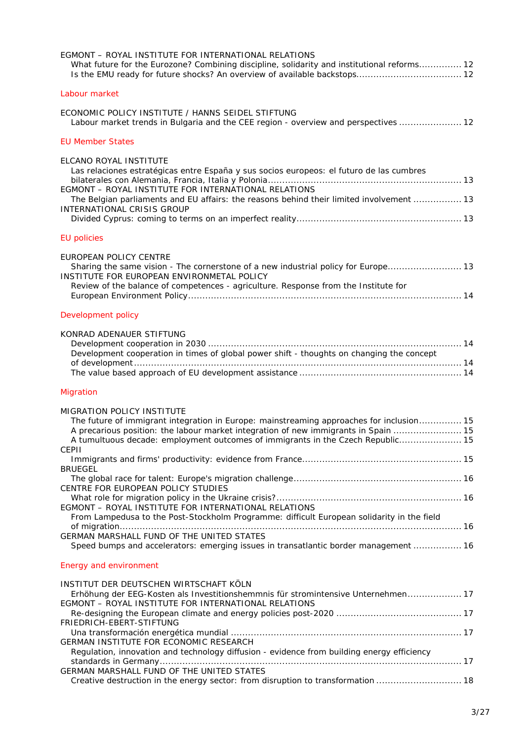EGMONT – ROYAL INSTITUTE FOR INTERNATIONAL RELATIONS

- What future for the Eurozone? Combining discipline, solidarity and institutional reforms............... 12
- Is the EMU ready for future shocks? An overview of available backstops.................................... 12

## Labour market

ECONOMIC POLICY INSTITUTE / HANNS SEIDEL STIFTUNG

- Labour market trends in Bulgaria and the CEE region - overview and perspectives ...................... 12

## EU Member States

ELCANO ROYAL INSTITUTE

- Las relaciones estratégicas entre España y sus socios europeos: el futuro de las cumbres bilaterales con Alemania, Francia, Italia y Polonia.................................................................... 13

EGMONT – ROYAL INSTITUTE FOR INTERNATIONAL RELATIONS

- The Belgian parliaments and EU affairs: the reasons behind their limited involvement ................. 13

INTERNATIONAL CRISIS GROUP

- Divided Cyprus: coming to terms on an imperfect reality.......................................................... 13

## EU policies

EUROPEAN POLICY CENTRE

- Sharing the same vision - The cornerstone of a new industrial policy for Europe.......................... 13

INSTITUTE FOR EUROPEAN ENVIRONMETAL POLICY

- Review of the balance of competences - agriculture. Response from the Institute for European Environment Policy................................................................................................. 14

## Development policy

KONRAD ADENAUER STIFTUNG

- Development cooperation in 2030 ......................................................................................... 14
- Development cooperation in times of global power shift - thoughts on changing the concept of development.................................................................................................................. 14
- The value based approach of EU development assistance ........................................................ 14

## Migration

MIGRATION POLICY INSTITUTE

- The future of immigrant integration in Europe: mainstreaming approaches for inclusion............... 15
- A precarious position: the labour market integration of new immigrants in Spain ........................ 15
- A tumultuous decade: employment outcomes of immigrants in the Czech Republic...................... 15

CEPII

- Immigrants and firms' productivity: evidence from France....................................................... 15

BRUEGEL

- The global race for talent: Europe's migration challenge.......................................................... 16

CENTRE FOR EUROPEAN POLICY STUDIES

- What role for migration policy in the Ukraine crisis?................................................................ 16

EGMONT – ROYAL INSTITUTE FOR INTERNATIONAL RELATIONS

- From Lampedusa to the Post-Stockholm Programme: difficult European solidarity in the field of migration......................................................................................................................... 16

GERMAN MARSHALL FUND OF THE UNITED STATES

- Speed bumps and accelerators: emerging issues in transatlantic border management ................. 16

## Energy and environment

INSTITUT DER DEUTSCHEN WIRTSCHAFT KÖLN

- Erhöhung der EEG-Kosten als Investitionshemmnis für stromintensive Unternehmen................... 17

EGMONT – ROYAL INSTITUTE FOR INTERNATIONAL RELATIONS

- Re-designing the European climate and energy policies post-2020 ............................................ 17

FRIEDRICH-EBERT-STIFTUNG

- Una transformación energética mundial ................................................................................ 17

GERMAN INSTITUTE FOR ECONOMIC RESEARCH

- Regulation, innovation and technology diffusion - evidence from building energy efficiency standards in Germany......................................................................................................... 17

GERMAN MARSHALL FUND OF THE UNITED STATES

- Creative destruction in the energy sector: from disruption to transformation .............................. 18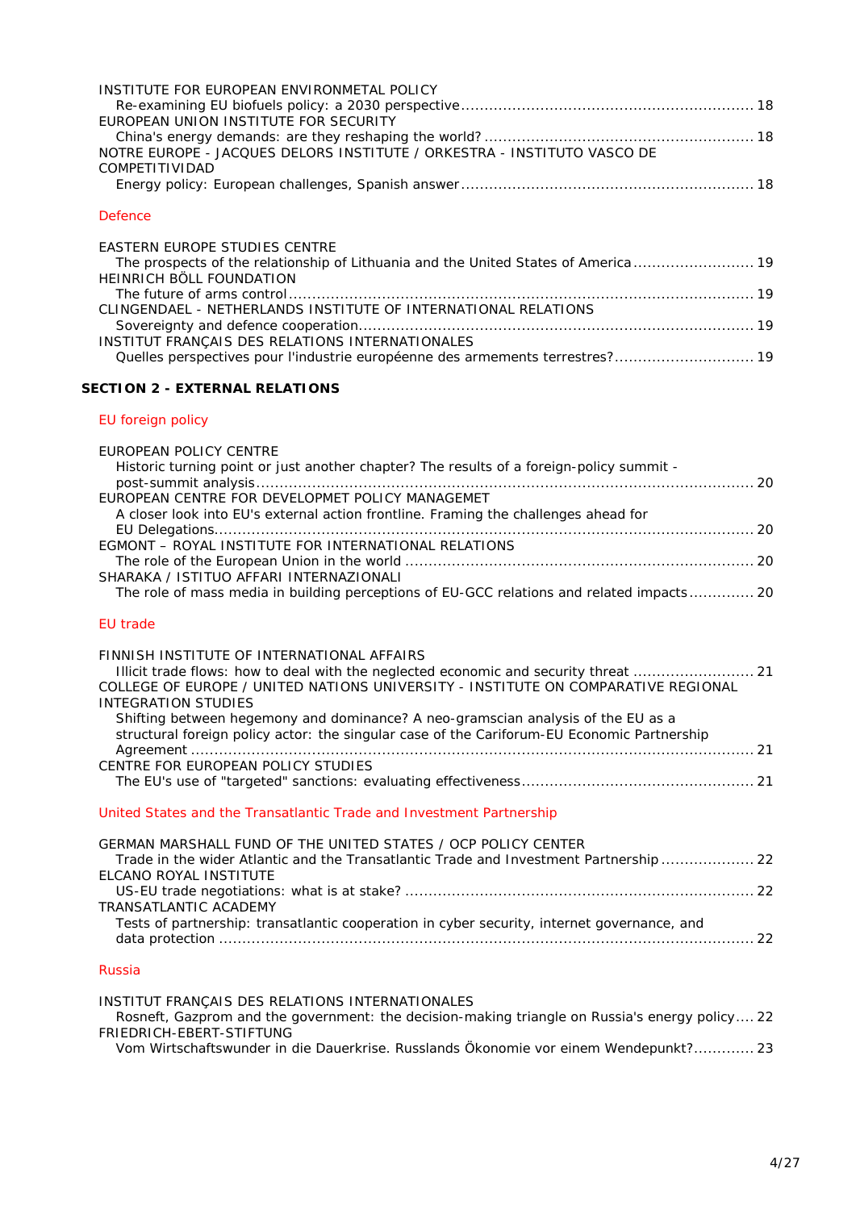INSTITUTE FOR EUROPEAN ENVIRONMETAL POLICY
Re-examining EU biofuels policy: a 2030 perspective ........ 18
EUROPEAN UNION INSTITUTE FOR SECURITY
China's energy demands: are they reshaping the world? ........ 18
NOTRE EUROPE - JACQUES DELORS INSTITUTE / ORKESTRA - INSTITUTO VASCO DE COMPETITIVIDAD
Energy policy: European challenges, Spanish answer ........ 18

### Defence

EASTERN EUROPE STUDIES CENTRE
The prospects of the relationship of Lithuania and the United States of America ........ 19
HEINRICH BÖLL FOUNDATION
The future of arms control ........ 19
CLINGENDAEL - NETHERLANDS INSTITUTE OF INTERNATIONAL RELATIONS
Sovereignty and defence cooperation ........ 19
INSTITUT FRANÇAIS DES RELATIONS INTERNATIONALES
Quelles perspectives pour l'industrie européenne des armements terrestres? ........ 19

## SECTION 2 - EXTERNAL RELATIONS

### EU foreign policy

EUROPEAN POLICY CENTRE
Historic turning point or just another chapter? The results of a foreign-policy summit - post-summit analysis ........ 20
EUROPEAN CENTRE FOR DEVELOPMET POLICY MANAGEMET
A closer look into EU's external action frontline. Framing the challenges ahead for EU Delegations ........ 20
EGMONT – ROYAL INSTITUTE FOR INTERNATIONAL RELATIONS
The role of the European Union in the world ........ 20
SHARAKA / ISTITUO AFFARI INTERNAZIONALI
The role of mass media in building perceptions of EU-GCC relations and related impacts ........ 20

### EU trade

FINNISH INSTITUTE OF INTERNATIONAL AFFAIRS
Illicit trade flows: how to deal with the neglected economic and security threat ........ 21
COLLEGE OF EUROPE / UNITED NATIONS UNIVERSITY - INSTITUTE ON COMPARATIVE REGIONAL INTEGRATION STUDIES
Shifting between hegemony and dominance? A neo-gramscian analysis of the EU as a structural foreign policy actor: the singular case of the Cariforum-EU Economic Partnership Agreement ........ 21
CENTRE FOR EUROPEAN POLICY STUDIES
The EU's use of "targeted" sanctions: evaluating effectiveness ........ 21

### United States and the Transatlantic Trade and Investment Partnership

GERMAN MARSHALL FUND OF THE UNITED STATES / OCP POLICY CENTER
Trade in the wider Atlantic and the Transatlantic Trade and Investment Partnership ........ 22
ELCANO ROYAL INSTITUTE
US-EU trade negotiations: what is at stake? ........ 22
TRANSATLANTIC ACADEMY
Tests of partnership: transatlantic cooperation in cyber security, internet governance, and data protection ........ 22

### Russia

INSTITUT FRANÇAIS DES RELATIONS INTERNATIONALES
Rosneft, Gazprom and the government: the decision-making triangle on Russia's energy policy ........ 22
FRIEDRICH-EBERT-STIFTUNG
Vom Wirtschaftswunder in die Dauerkrise. Russlands Ökonomie vor einem Wendepunkt? ........ 23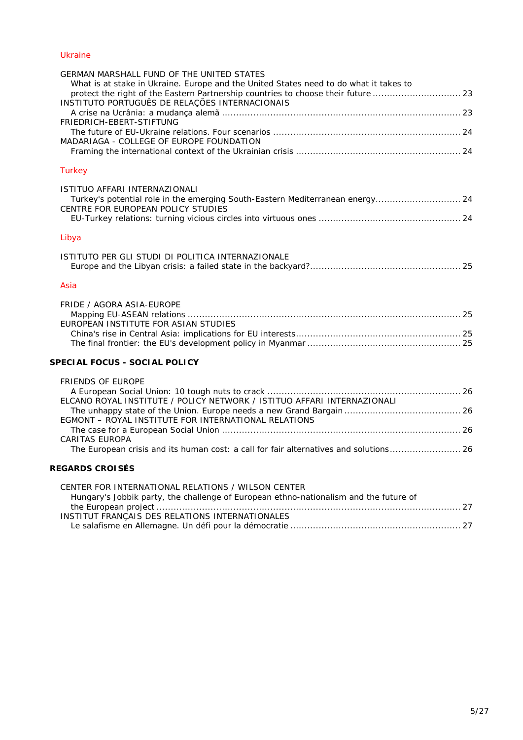### Ukraine

GERMAN MARSHALL FUND OF THE UNITED STATES
What is at stake in Ukraine. Europe and the United States need to do what it takes to protect the right of the Eastern Partnership countries to choose their future ............................... 23

INSTITUTO PORTUGUÊS DE RELAÇÕES INTERNACIONAIS
A crise na Ucrânia: a mudança alemã ..................................................................................... 23

FRIEDRICH-EBERT-STIFTUNG
The future of EU-Ukraine relations. Four scenarios .................................................................. 24

MADARIAGA - COLLEGE OF EUROPE FOUNDATION
Framing the international context of the Ukrainian crisis .......................................................... 24

### Turkey

ISTITUO AFFARI INTERNAZIONALI
Turkey's potential role in the emerging South-Eastern Mediterranean energy.............................. 24

CENTRE FOR EUROPEAN POLICY STUDIES
EU-Turkey relations: turning vicious circles into virtuous ones .................................................. 24

### Libya

ISTITUTO PER GLI STUDI DI POLITICA INTERNAZIONALE
Europe and the Libyan crisis: a failed state in the backyard?..................................................... 25

### Asia

FRIDE / AGORA ASIA-EUROPE
Mapping EU-ASEAN relations ................................................................................................ 25

EUROPEAN INSTITUTE FOR ASIAN STUDIES
China's rise in Central Asia: implications for EU interests.......................................................... 25
The final frontier: the EU's development policy in Myanmar ...................................................... 25

## SPECIAL FOCUS - SOCIAL POLICY

FRIENDS OF EUROPE
A European Social Union: 10 tough nuts to crack .................................................................... 26

ELCANO ROYAL INSTITUTE / POLICY NETWORK / ISTITUO AFFARI INTERNAZIONALI
The unhappy state of the Union. Europe needs a new Grand Bargain ......................................... 26

EGMONT – ROYAL INSTITUTE FOR INTERNATIONAL RELATIONS
The case for a European Social Union .................................................................................... 26

CARITAS EUROPA
The European crisis and its human cost: a call for fair alternatives and solutions......................... 26

## REGARDS CROISÉS

CENTER FOR INTERNATIONAL RELATIONS / WILSON CENTER
Hungary's Jobbik party, the challenge of European ethno-nationalism and the future of the European project .......................................................................................................... 27

INSTITUT FRANÇAIS DES RELATIONS INTERNATIONALES
Le salafisme en Allemagne. Un défi pour la démocratie ............................................................ 27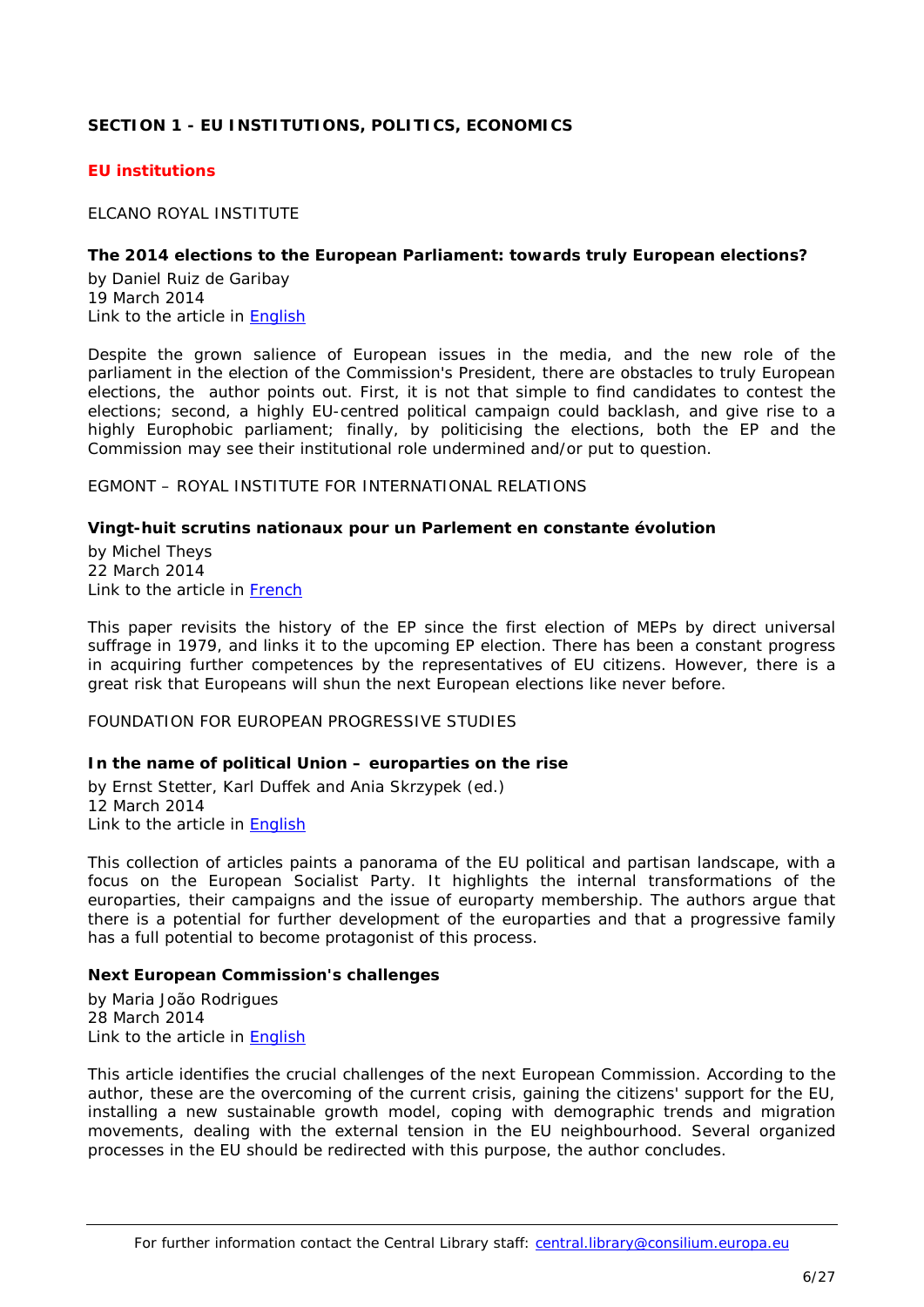## SECTION 1 - EU INSTITUTIONS, POLITICS, ECONOMICS

### EU institutions

ELCANO ROYAL INSTITUTE

**The 2014 elections to the European Parliament: towards truly European elections?**

by Daniel Ruiz de Garibay
19 March 2014
Link to the article in English

Despite the grown salience of European issues in the media, and the new role of the parliament in the election of the Commission's President, there are obstacles to truly European elections, the author points out. First, it is not that simple to find candidates to contest the elections; second, a highly EU-centred political campaign could backlash, and give rise to a highly Europhobic parliament; finally, by politicising the elections, both the EP and the Commission may see their institutional role undermined and/or put to question.

EGMONT – ROYAL INSTITUTE FOR INTERNATIONAL RELATIONS

**Vingt-huit scrutins nationaux pour un Parlement en constante évolution**

by Michel Theys
22 March 2014
Link to the article in French

This paper revisits the history of the EP since the first election of MEPs by direct universal suffrage in 1979, and links it to the upcoming EP election. There has been a constant progress in acquiring further competences by the representatives of EU citizens. However, there is a great risk that Europeans will shun the next European elections like never before.

FOUNDATION FOR EUROPEAN PROGRESSIVE STUDIES

**In the name of political Union – europarties on the rise**

by Ernst Stetter, Karl Duffek and Ania Skrzypek (ed.)
12 March 2014
Link to the article in English

This collection of articles paints a panorama of the EU political and partisan landscape, with a focus on the European Socialist Party. It highlights the internal transformations of the europarties, their campaigns and the issue of europarty membership. The authors argue that there is a potential for further development of the europarties and that a progressive family has a full potential to become protagonist of this process.

**Next European Commission's challenges**

by Maria João Rodrigues
28 March 2014
Link to the article in English

This article identifies the crucial challenges of the next European Commission. According to the author, these are the overcoming of the current crisis, gaining the citizens' support for the EU, installing a new sustainable growth model, coping with demographic trends and migration movements, dealing with the external tension in the EU neighbourhood. Several organized processes in the EU should be redirected with this purpose, the author concludes.

For further information contact the Central Library staff: central.library@consilium.europa.eu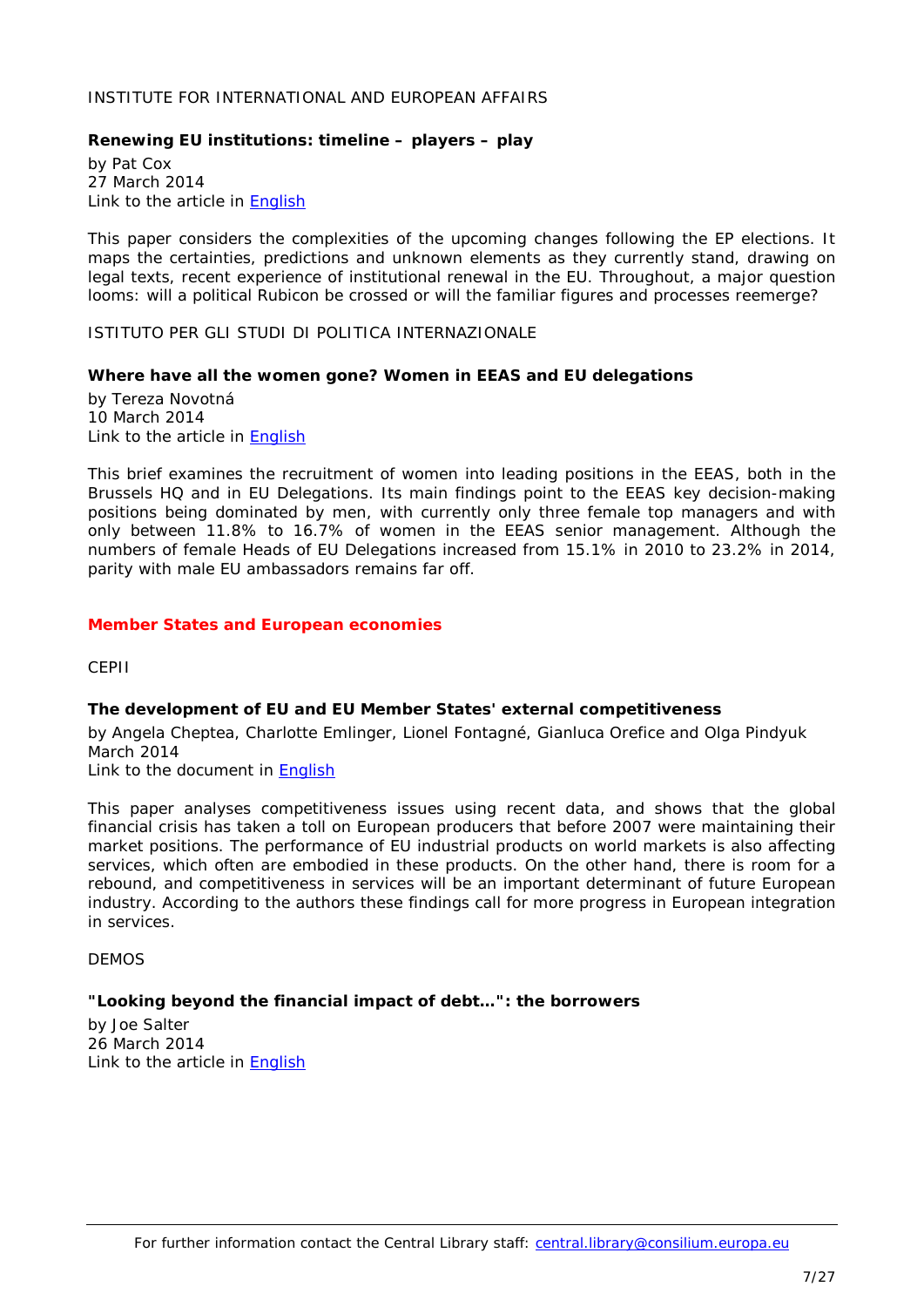INSTITUTE FOR INTERNATIONAL AND EUROPEAN AFFAIRS

**Renewing EU institutions: timeline – players – play**

by Pat Cox
27 March 2014
Link to the article in English

This paper considers the complexities of the upcoming changes following the EP elections. It maps the certainties, predictions and unknown elements as they currently stand, drawing on legal texts, recent experience of institutional renewal in the EU. Throughout, a major question looms: will a political Rubicon be crossed or will the familiar figures and processes reemerge?

ISTITUTO PER GLI STUDI DI POLITICA INTERNAZIONALE

**Where have all the women gone? Women in EEAS and EU delegations**

by Tereza Novotná
10 March 2014
Link to the article in English

This brief examines the recruitment of women into leading positions in the EEAS, both in the Brussels HQ and in EU Delegations. Its main findings point to the EEAS key decision-making positions being dominated by men, with currently only three female top managers and with only between 11.8% to 16.7% of women in the EEAS senior management. Although the numbers of female Heads of EU Delegations increased from 15.1% in 2010 to 23.2% in 2014, parity with male EU ambassadors remains far off.

## Member States and European economies

CEPII

**The development of EU and EU Member States' external competitiveness**

by Angela Cheptea, Charlotte Emlinger, Lionel Fontagné, Gianluca Orefice and Olga Pindyuk
March 2014
Link to the document in English

This paper analyses competitiveness issues using recent data, and shows that the global financial crisis has taken a toll on European producers that before 2007 were maintaining their market positions. The performance of EU industrial products on world markets is also affecting services, which often are embodied in these products. On the other hand, there is room for a rebound, and competitiveness in services will be an important determinant of future European industry. According to the authors these findings call for more progress in European integration in services.

DEMOS

**"Looking beyond the financial impact of debt…": the borrowers**

by Joe Salter
26 March 2014
Link to the article in English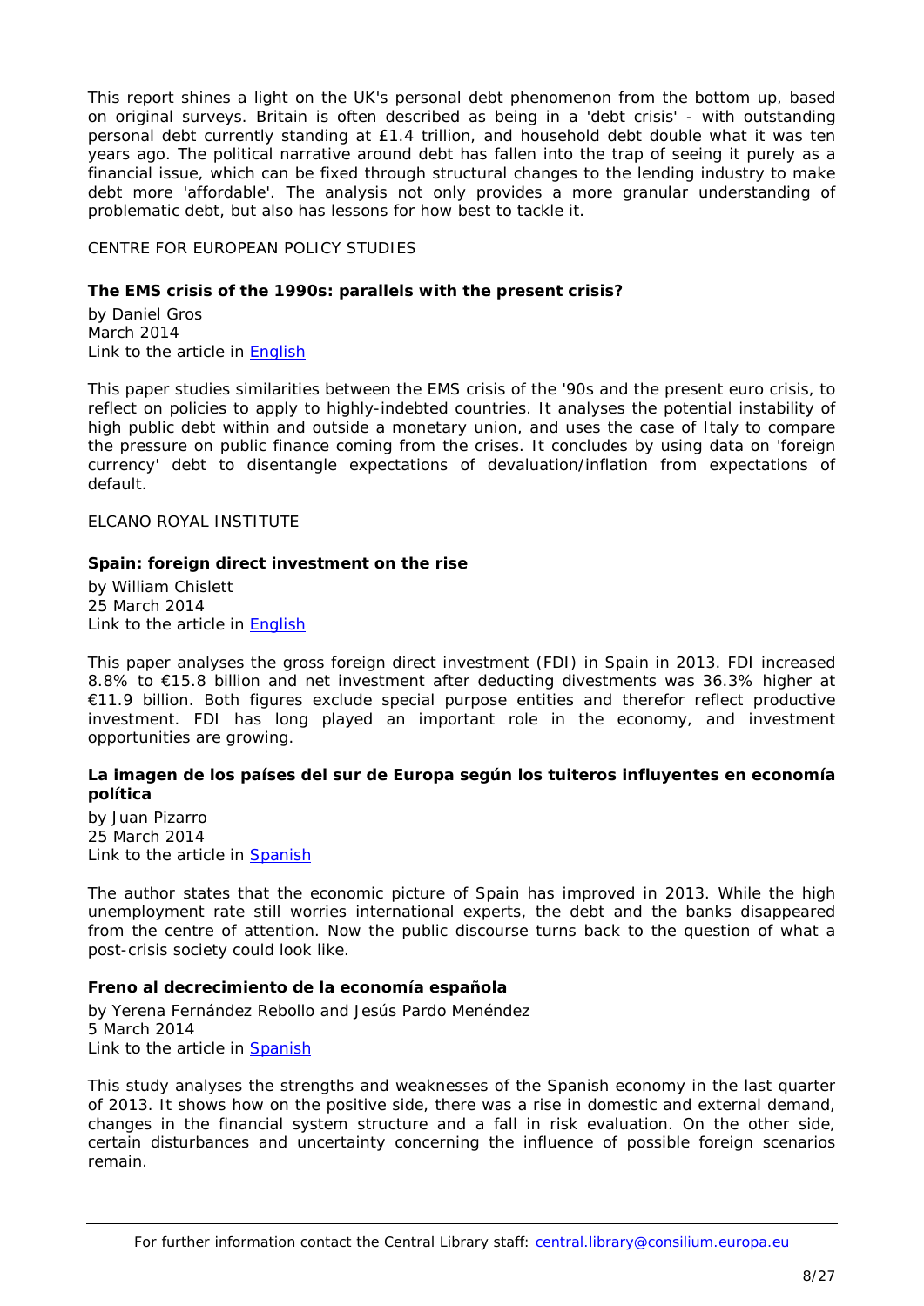This report shines a light on the UK's personal debt phenomenon from the bottom up, based on original surveys. Britain is often described as being in a 'debt crisis' - with outstanding personal debt currently standing at £1.4 trillion, and household debt double what it was ten years ago. The political narrative around debt has fallen into the trap of seeing it purely as a financial issue, which can be fixed through structural changes to the lending industry to make debt more 'affordable'. The analysis not only provides a more granular understanding of problematic debt, but also has lessons for how best to tackle it.

CENTRE FOR EUROPEAN POLICY STUDIES

**The EMS crisis of the 1990s: parallels with the present crisis?**

by Daniel Gros
March 2014
Link to the article in English

This paper studies similarities between the EMS crisis of the '90s and the present euro crisis, to reflect on policies to apply to highly-indebted countries. It analyses the potential instability of high public debt within and outside a monetary union, and uses the case of Italy to compare the pressure on public finance coming from the crises. It concludes by using data on 'foreign currency' debt to disentangle expectations of devaluation/inflation from expectations of default.

ELCANO ROYAL INSTITUTE

**Spain: foreign direct investment on the rise**

by William Chislett
25 March 2014
Link to the article in English

This paper analyses the gross foreign direct investment (FDI) in Spain in 2013. FDI increased 8.8% to €15.8 billion and net investment after deducting divestments was 36.3% higher at €11.9 billion. Both figures exclude special purpose entities and therefor reflect productive investment. FDI has long played an important role in the economy, and investment opportunities are growing.

**La imagen de los países del sur de Europa según los tuiteros influyentes en economía política**

by Juan Pizarro
25 March 2014
Link to the article in Spanish

The author states that the economic picture of Spain has improved in 2013. While the high unemployment rate still worries international experts, the debt and the banks disappeared from the centre of attention. Now the public discourse turns back to the question of what a post-crisis society could look like.

**Freno al decrecimiento de la economía española**

by Yerena Fernández Rebollo and Jesús Pardo Menéndez
5 March 2014
Link to the article in Spanish

This study analyses the strengths and weaknesses of the Spanish economy in the last quarter of 2013. It shows how on the positive side, there was a rise in domestic and external demand, changes in the financial system structure and a fall in risk evaluation. On the other side, certain disturbances and uncertainty concerning the influence of possible foreign scenarios remain.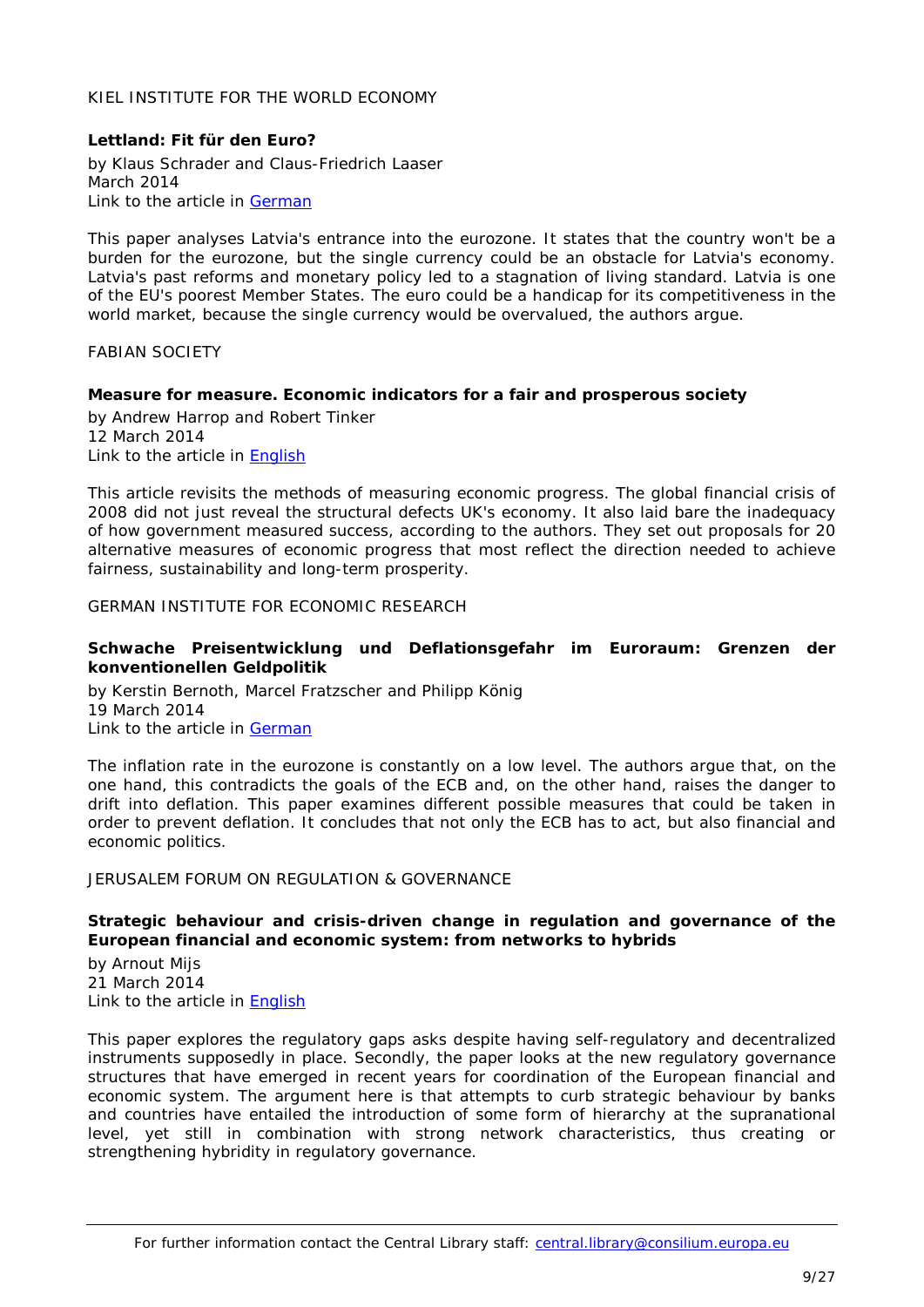KIEL INSTITUTE FOR THE WORLD ECONOMY

**Lettland: Fit für den Euro?**

by Klaus Schrader and Claus-Friedrich Laaser
March 2014
Link to the article in German

This paper analyses Latvia's entrance into the eurozone. It states that the country won't be a burden for the eurozone, but the single currency could be an obstacle for Latvia's economy. Latvia's past reforms and monetary policy led to a stagnation of living standard. Latvia is one of the EU's poorest Member States. The euro could be a handicap for its competitiveness in the world market, because the single currency would be overvalued, the authors argue.

FABIAN SOCIETY

**Measure for measure. Economic indicators for a fair and prosperous society**

by Andrew Harrop and Robert Tinker
12 March 2014
Link to the article in English

This article revisits the methods of measuring economic progress. The global financial crisis of 2008 did not just reveal the structural defects UK's economy. It also laid bare the inadequacy of how government measured success, according to the authors. They set out proposals for 20 alternative measures of economic progress that most reflect the direction needed to achieve fairness, sustainability and long-term prosperity.

GERMAN INSTITUTE FOR ECONOMIC RESEARCH

**Schwache Preisentwicklung und Deflationsgefahr im Euroraum: Grenzen der konventionellen Geldpolitik**

by Kerstin Bernoth, Marcel Fratzscher and Philipp König
19 March 2014
Link to the article in German

The inflation rate in the eurozone is constantly on a low level. The authors argue that, on the one hand, this contradicts the goals of the ECB and, on the other hand, raises the danger to drift into deflation. This paper examines different possible measures that could be taken in order to prevent deflation. It concludes that not only the ECB has to act, but also financial and economic politics.

JERUSALEM FORUM ON REGULATION & GOVERNANCE

**Strategic behaviour and crisis-driven change in regulation and governance of the European financial and economic system: from networks to hybrids**

by Arnout Mijs
21 March 2014
Link to the article in English

This paper explores the regulatory gaps asks despite having self-regulatory and decentralized instruments supposedly in place. Secondly, the paper looks at the new regulatory governance structures that have emerged in recent years for coordination of the European financial and economic system. The argument here is that attempts to curb strategic behaviour by banks and countries have entailed the introduction of some form of hierarchy at the supranational level, yet still in combination with strong network characteristics, thus creating or strengthening hybridity in regulatory governance.

For further information contact the Central Library staff: central.library@consilium.europa.eu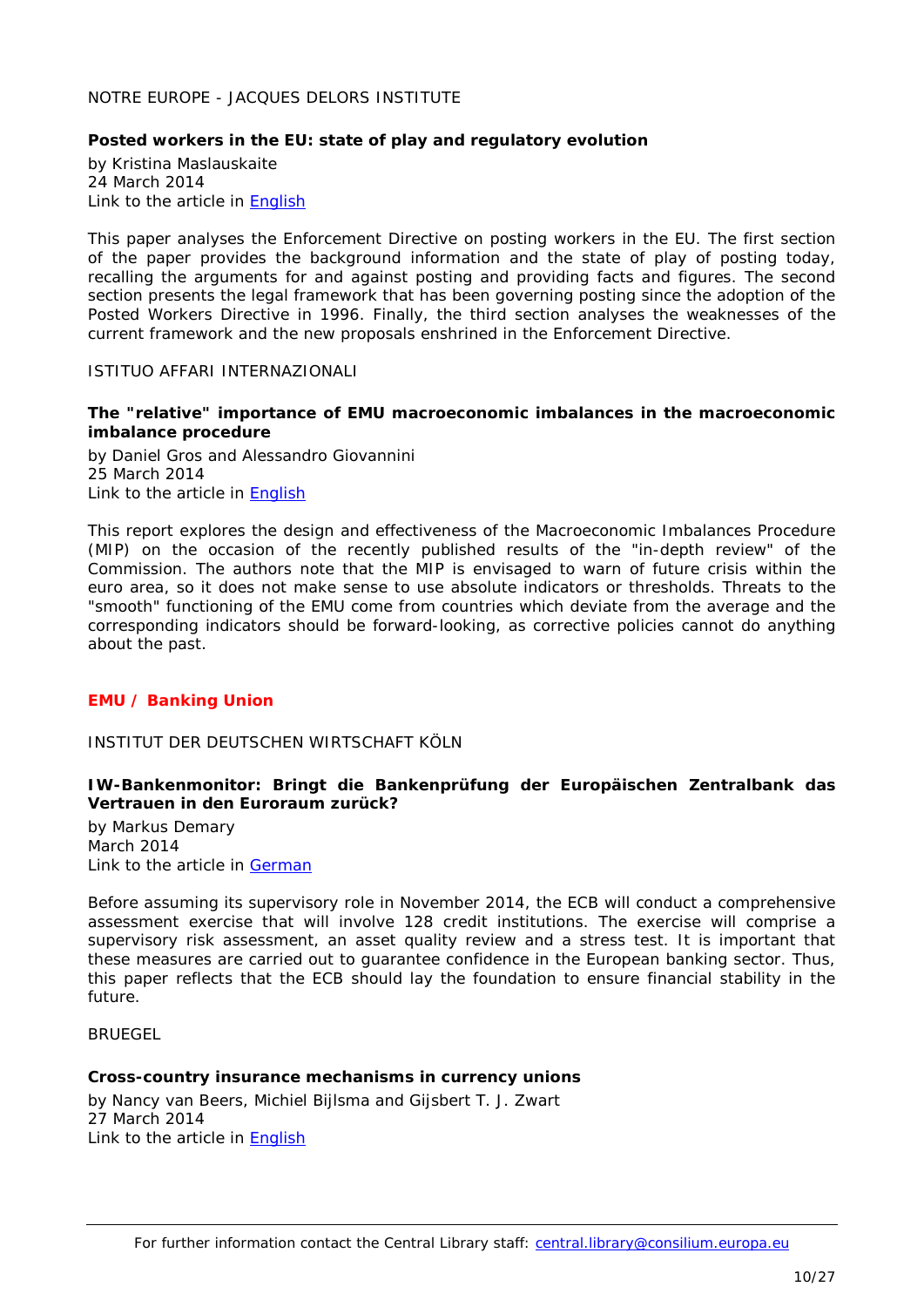NOTRE EUROPE - JACQUES DELORS INSTITUTE

**Posted workers in the EU: state of play and regulatory evolution**

by Kristina Maslauskaite
24 March 2014
Link to the article in English

This paper analyses the Enforcement Directive on posting workers in the EU. The first section of the paper provides the background information and the state of play of posting today, recalling the arguments for and against posting and providing facts and figures. The second section presents the legal framework that has been governing posting since the adoption of the Posted Workers Directive in 1996. Finally, the third section analyses the weaknesses of the current framework and the new proposals enshrined in the Enforcement Directive.

ISTITUO AFFARI INTERNAZIONALI

**The "relative" importance of EMU macroeconomic imbalances in the macroeconomic imbalance procedure**

by Daniel Gros and Alessandro Giovannini
25 March 2014
Link to the article in English

This report explores the design and effectiveness of the Macroeconomic Imbalances Procedure (MIP) on the occasion of the recently published results of the "in-depth review" of the Commission. The authors note that the MIP is envisaged to warn of future crisis within the euro area, so it does not make sense to use absolute indicators or thresholds. Threats to the "smooth" functioning of the EMU come from countries which deviate from the average and the corresponding indicators should be forward-looking, as corrective policies cannot do anything about the past.

## EMU / Banking Union

INSTITUT DER DEUTSCHEN WIRTSCHAFT KÖLN

**IW-Bankenmonitor: Bringt die Bankenprüfung der Europäischen Zentralbank das Vertrauen in den Euroraum zurück?**

by Markus Demary
March 2014
Link to the article in German

Before assuming its supervisory role in November 2014, the ECB will conduct a comprehensive assessment exercise that will involve 128 credit institutions. The exercise will comprise a supervisory risk assessment, an asset quality review and a stress test. It is important that these measures are carried out to guarantee confidence in the European banking sector. Thus, this paper reflects that the ECB should lay the foundation to ensure financial stability in the future.

BRUEGEL

**Cross-country insurance mechanisms in currency unions**

by Nancy van Beers, Michiel Bijlsma and Gijsbert T. J. Zwart
27 March 2014
Link to the article in English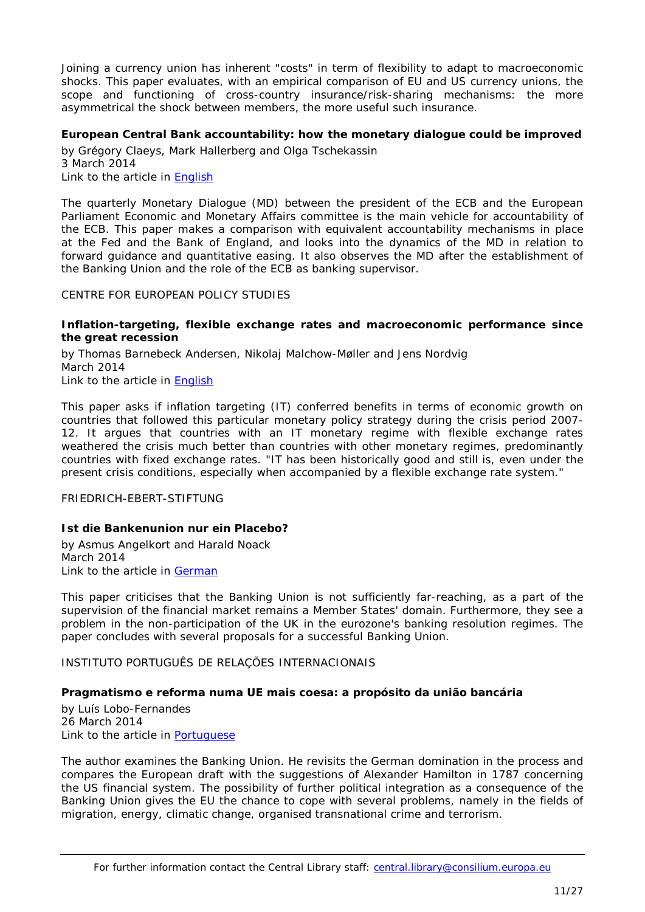Joining a currency union has inherent "costs" in term of flexibility to adapt to macroeconomic shocks. This paper evaluates, with an empirical comparison of EU and US currency unions, the scope and functioning of cross-country insurance/risk-sharing mechanisms: the more asymmetrical the shock between members, the more useful such insurance.

**European Central Bank accountability: how the monetary dialogue could be improved**

by Grégory Claeys, Mark Hallerberg and Olga Tschekassin
3 March 2014
Link to the article in English

The quarterly Monetary Dialogue (MD) between the president of the ECB and the European Parliament Economic and Monetary Affairs committee is the main vehicle for accountability of the ECB. This paper makes a comparison with equivalent accountability mechanisms in place at the Fed and the Bank of England, and looks into the dynamics of the MD in relation to forward guidance and quantitative easing. It also observes the MD after the establishment of the Banking Union and the role of the ECB as banking supervisor.

CENTRE FOR EUROPEAN POLICY STUDIES

**Inflation-targeting, flexible exchange rates and macroeconomic performance since the great recession**

by Thomas Barnebeck Andersen, Nikolaj Malchow-Møller and Jens Nordvig
March 2014
Link to the article in English

This paper asks if inflation targeting (IT) conferred benefits in terms of economic growth on countries that followed this particular monetary policy strategy during the crisis period 2007-12. It argues that countries with an IT monetary regime with flexible exchange rates weathered the crisis much better than countries with other monetary regimes, predominantly countries with fixed exchange rates. "IT has been historically good and still is, even under the present crisis conditions, especially when accompanied by a flexible exchange rate system."

FRIEDRICH-EBERT-STIFTUNG

**Ist die Bankenunion nur ein Placebo?**

by Asmus Angelkort and Harald Noack
March 2014
Link to the article in German

This paper criticises that the Banking Union is not sufficiently far-reaching, as a part of the supervision of the financial market remains a Member States' domain. Furthermore, they see a problem in the non-participation of the UK in the eurozone's banking resolution regimes. The paper concludes with several proposals for a successful Banking Union.

INSTITUTO PORTUGUÊS DE RELAÇÕES INTERNACIONAIS

**Pragmatismo e reforma numa UE mais coesa: a propósito da união bancária**

by Luís Lobo-Fernandes
26 March 2014
Link to the article in Portuguese

The author examines the Banking Union. He revisits the German domination in the process and compares the European draft with the suggestions of Alexander Hamilton in 1787 concerning the US financial system. The possibility of further political integration as a consequence of the Banking Union gives the EU the chance to cope with several problems, namely in the fields of migration, energy, climatic change, organised transnational crime and terrorism.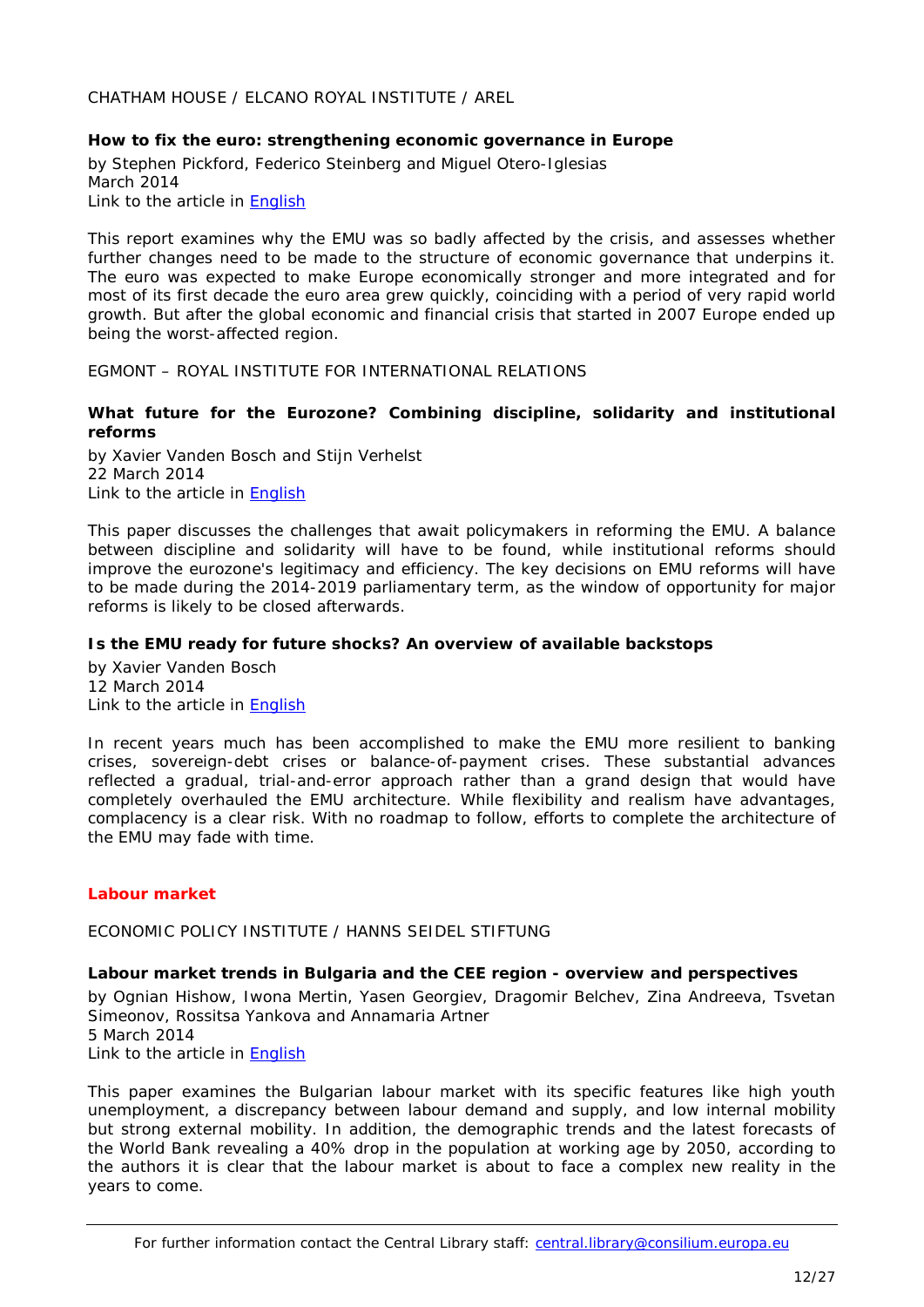CHATHAM HOUSE / ELCANO ROYAL INSTITUTE / AREL

**How to fix the euro: strengthening economic governance in Europe**

by Stephen Pickford, Federico Steinberg and Miguel Otero-Iglesias
March 2014
Link to the article in English

This report examines why the EMU was so badly affected by the crisis, and assesses whether further changes need to be made to the structure of economic governance that underpins it. The euro was expected to make Europe economically stronger and more integrated and for most of its first decade the euro area grew quickly, coinciding with a period of very rapid world growth. But after the global economic and financial crisis that started in 2007 Europe ended up being the worst-affected region.

EGMONT – ROYAL INSTITUTE FOR INTERNATIONAL RELATIONS

**What future for the Eurozone? Combining discipline, solidarity and institutional reforms**

by Xavier Vanden Bosch and Stijn Verhelst
22 March 2014
Link to the article in English

This paper discusses the challenges that await policymakers in reforming the EMU. A balance between discipline and solidarity will have to be found, while institutional reforms should improve the eurozone's legitimacy and efficiency. The key decisions on EMU reforms will have to be made during the 2014-2019 parliamentary term, as the window of opportunity for major reforms is likely to be closed afterwards.

**Is the EMU ready for future shocks? An overview of available backstops**

by Xavier Vanden Bosch
12 March 2014
Link to the article in English

In recent years much has been accomplished to make the EMU more resilient to banking crises, sovereign-debt crises or balance-of-payment crises. These substantial advances reflected a gradual, trial-and-error approach rather than a grand design that would have completely overhauled the EMU architecture. While flexibility and realism have advantages, complacency is a clear risk. With no roadmap to follow, efforts to complete the architecture of the EMU may fade with time.

## Labour market

ECONOMIC POLICY INSTITUTE / HANNS SEIDEL STIFTUNG

**Labour market trends in Bulgaria and the CEE region - overview and perspectives**

by Ognian Hishow, Iwona Mertin, Yasen Georgiev, Dragomir Belchev, Zina Andreeva, Tsvetan Simeonov, Rossitsa Yankova and Annamaria Artner
5 March 2014
Link to the article in English

This paper examines the Bulgarian labour market with its specific features like high youth unemployment, a discrepancy between labour demand and supply, and low internal mobility but strong external mobility. In addition, the demographic trends and the latest forecasts of the World Bank revealing a 40% drop in the population at working age by 2050, according to the authors it is clear that the labour market is about to face a complex new reality in the years to come.

For further information contact the Central Library staff: central.library@consilium.europa.eu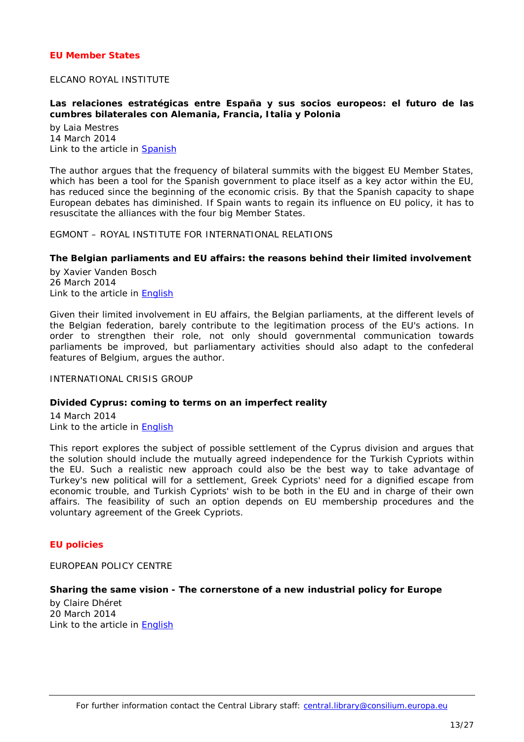## EU Member States

ELCANO ROYAL INSTITUTE

**Las relaciones estratégicas entre España y sus socios europeos: el futuro de las cumbres bilaterales con Alemania, Francia, Italia y Polonia**

by Laia Mestres
14 March 2014
Link to the article in Spanish

The author argues that the frequency of bilateral summits with the biggest EU Member States, which has been a tool for the Spanish government to place itself as a key actor within the EU, has reduced since the beginning of the economic crisis. By that the Spanish capacity to shape European debates has diminished. If Spain wants to regain its influence on EU policy, it has to resuscitate the alliances with the four big Member States.

EGMONT – ROYAL INSTITUTE FOR INTERNATIONAL RELATIONS

**The Belgian parliaments and EU affairs: the reasons behind their limited involvement**

by Xavier Vanden Bosch
26 March 2014
Link to the article in English

Given their limited involvement in EU affairs, the Belgian parliaments, at the different levels of the Belgian federation, barely contribute to the legitimation process of the EU's actions. In order to strengthen their role, not only should governmental communication towards parliaments be improved, but parliamentary activities should also adapt to the confederal features of Belgium, argues the author.

INTERNATIONAL CRISIS GROUP

**Divided Cyprus: coming to terms on an imperfect reality**

14 March 2014
Link to the article in English

This report explores the subject of possible settlement of the Cyprus division and argues that the solution should include the mutually agreed independence for the Turkish Cypriots within the EU. Such a realistic new approach could also be the best way to take advantage of Turkey's new political will for a settlement, Greek Cypriots' need for a dignified escape from economic trouble, and Turkish Cypriots' wish to be both in the EU and in charge of their own affairs. The feasibility of such an option depends on EU membership procedures and the voluntary agreement of the Greek Cypriots.

## EU policies

EUROPEAN POLICY CENTRE

**Sharing the same vision - The cornerstone of a new industrial policy for Europe**

by Claire Dhéret
20 March 2014
Link to the article in English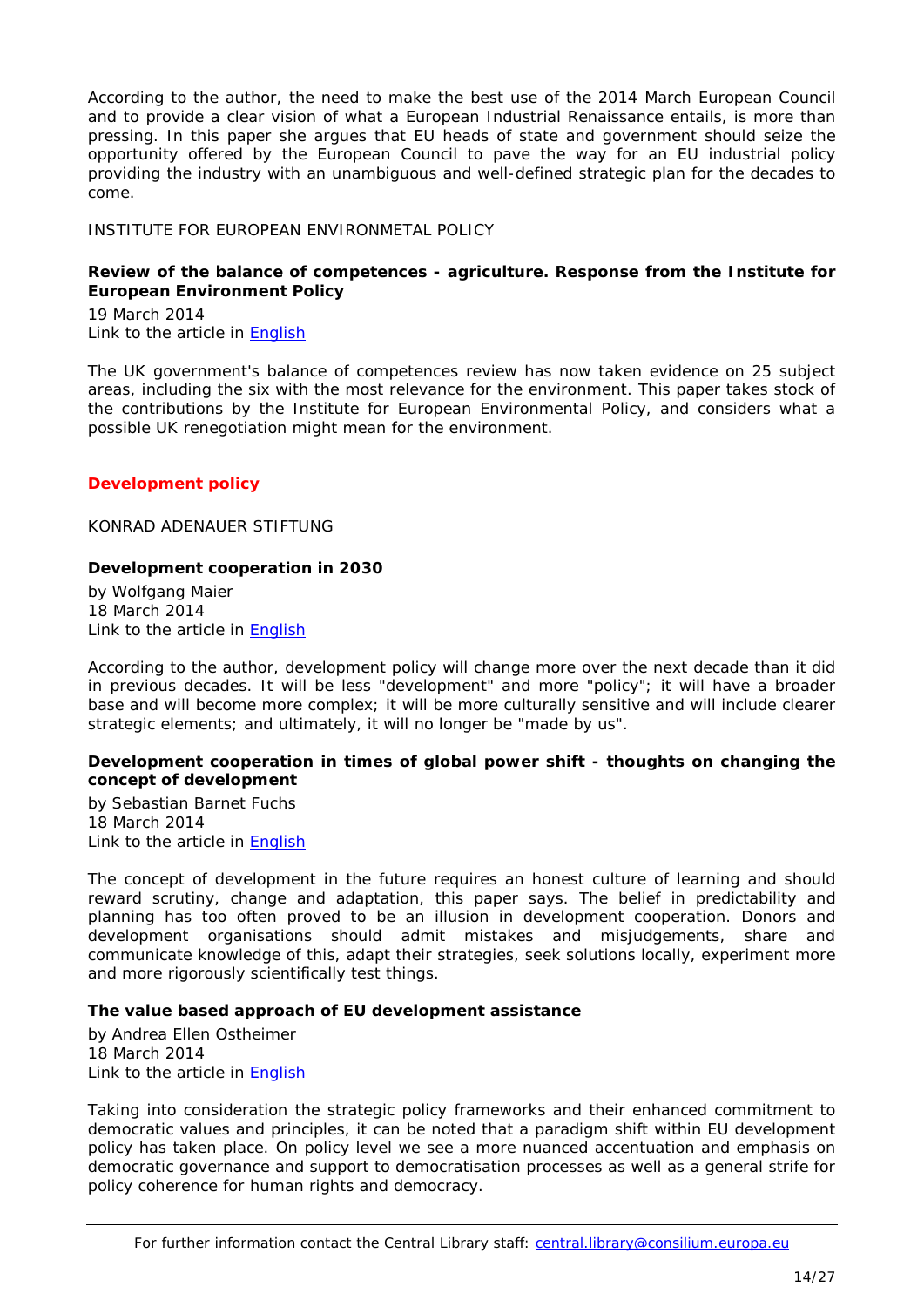According to the author, the need to make the best use of the 2014 March European Council and to provide a clear vision of what a European Industrial Renaissance entails, is more than pressing. In this paper she argues that EU heads of state and government should seize the opportunity offered by the European Council to pave the way for an EU industrial policy providing the industry with an unambiguous and well-defined strategic plan for the decades to come.

INSTITUTE FOR EUROPEAN ENVIRONMETAL POLICY

**Review of the balance of competences - agriculture. Response from the Institute for European Environment Policy**

19 March 2014
Link to the article in English

The UK government's balance of competences review has now taken evidence on 25 subject areas, including the six with the most relevance for the environment. This paper takes stock of the contributions by the Institute for European Environmental Policy, and considers what a possible UK renegotiation might mean for the environment.

## Development policy

KONRAD ADENAUER STIFTUNG

**Development cooperation in 2030**

by Wolfgang Maier
18 March 2014
Link to the article in English

According to the author, development policy will change more over the next decade than it did in previous decades. It will be less "development" and more "policy"; it will have a broader base and will become more complex; it will be more culturally sensitive and will include clearer strategic elements; and ultimately, it will no longer be "made by us".

**Development cooperation in times of global power shift - thoughts on changing the concept of development**

by Sebastian Barnet Fuchs
18 March 2014
Link to the article in English

The concept of development in the future requires an honest culture of learning and should reward scrutiny, change and adaptation, this paper says. The belief in predictability and planning has too often proved to be an illusion in development cooperation. Donors and development organisations should admit mistakes and misjudgements, share and communicate knowledge of this, adapt their strategies, seek solutions locally, experiment more and more rigorously scientifically test things.

**The value based approach of EU development assistance**

by Andrea Ellen Ostheimer
18 March 2014
Link to the article in English

Taking into consideration the strategic policy frameworks and their enhanced commitment to democratic values and principles, it can be noted that a paradigm shift within EU development policy has taken place. On policy level we see a more nuanced accentuation and emphasis on democratic governance and support to democratisation processes as well as a general strife for policy coherence for human rights and democracy.

For further information contact the Central Library staff: central.library@consilium.europa.eu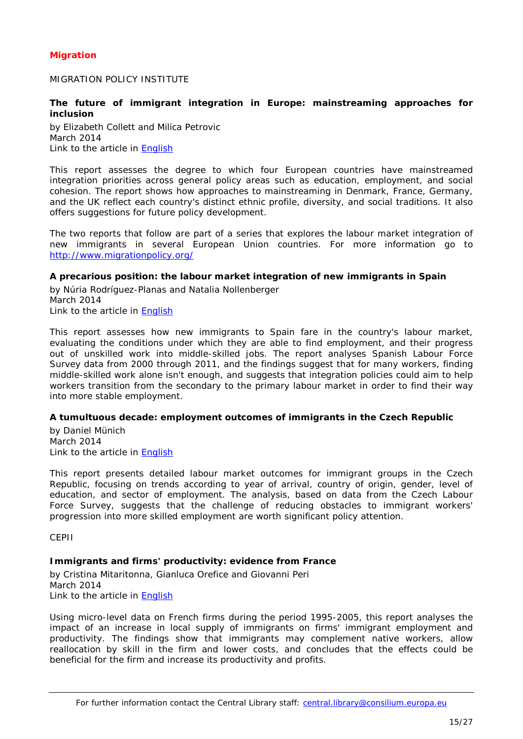## Migration

MIGRATION POLICY INSTITUTE

**The future of immigrant integration in Europe: mainstreaming approaches for inclusion**

by Elizabeth Collett and Milica Petrovic
March 2014
Link to the article in English

This report assesses the degree to which four European countries have mainstreamed integration priorities across general policy areas such as education, employment, and social cohesion. The report shows how approaches to mainstreaming in Denmark, France, Germany, and the UK reflect each country's distinct ethnic profile, diversity, and social traditions. It also offers suggestions for future policy development.

The two reports that follow are part of a series that explores the labour market integration of new immigrants in several European Union countries. For more information go to http://www.migrationpolicy.org/

**A precarious position: the labour market integration of new immigrants in Spain**

by Núria Rodríguez-Planas and Natalia Nollenberger
March 2014
Link to the article in English

This report assesses how new immigrants to Spain fare in the country's labour market, evaluating the conditions under which they are able to find employment, and their progress out of unskilled work into middle-skilled jobs. The report analyses Spanish Labour Force Survey data from 2000 through 2011, and the findings suggest that for many workers, finding middle-skilled work alone isn't enough, and suggests that integration policies could aim to help workers transition from the secondary to the primary labour market in order to find their way into more stable employment.

**A tumultuous decade: employment outcomes of immigrants in the Czech Republic**

by Daniel Münich
March 2014
Link to the article in English

This report presents detailed labour market outcomes for immigrant groups in the Czech Republic, focusing on trends according to year of arrival, country of origin, gender, level of education, and sector of employment. The analysis, based on data from the Czech Labour Force Survey, suggests that the challenge of reducing obstacles to immigrant workers' progression into more skilled employment are worth significant policy attention.

CEPII

**Immigrants and firms' productivity: evidence from France**

by Cristina Mitaritonna, Gianluca Orefice and Giovanni Peri
March 2014
Link to the article in English

Using micro-level data on French firms during the period 1995-2005, this report analyses the impact of an increase in local supply of immigrants on firms' immigrant employment and productivity. The findings show that immigrants may complement native workers, allow reallocation by skill in the firm and lower costs, and concludes that the effects could be beneficial for the firm and increase its productivity and profits.

For further information contact the Central Library staff: central.library@consilium.europa.eu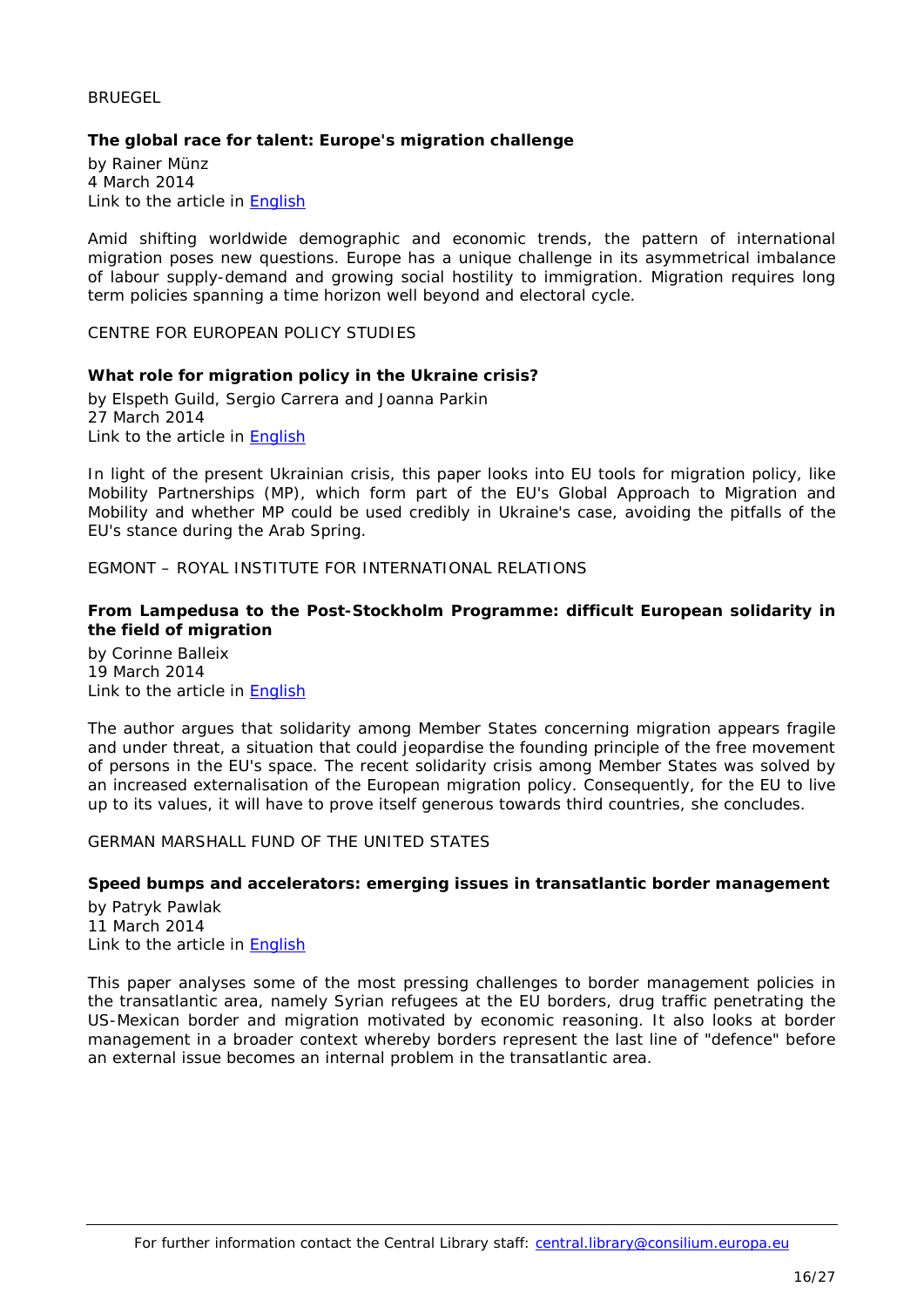BRUEGEL

**The global race for talent: Europe's migration challenge**

by Rainer Münz
4 March 2014
Link to the article in English

Amid shifting worldwide demographic and economic trends, the pattern of international migration poses new questions. Europe has a unique challenge in its asymmetrical imbalance of labour supply-demand and growing social hostility to immigration. Migration requires long term policies spanning a time horizon well beyond and electoral cycle.

CENTRE FOR EUROPEAN POLICY STUDIES

**What role for migration policy in the Ukraine crisis?**

by Elspeth Guild, Sergio Carrera and Joanna Parkin
27 March 2014
Link to the article in English

In light of the present Ukrainian crisis, this paper looks into EU tools for migration policy, like Mobility Partnerships (MP), which form part of the EU's Global Approach to Migration and Mobility and whether MP could be used credibly in Ukraine's case, avoiding the pitfalls of the EU's stance during the Arab Spring.

EGMONT – ROYAL INSTITUTE FOR INTERNATIONAL RELATIONS

**From Lampedusa to the Post-Stockholm Programme: difficult European solidarity in the field of migration**

by Corinne Balleix
19 March 2014
Link to the article in English

The author argues that solidarity among Member States concerning migration appears fragile and under threat, a situation that could jeopardise the founding principle of the free movement of persons in the EU's space. The recent solidarity crisis among Member States was solved by an increased externalisation of the European migration policy. Consequently, for the EU to live up to its values, it will have to prove itself generous towards third countries, she concludes.

GERMAN MARSHALL FUND OF THE UNITED STATES

**Speed bumps and accelerators: emerging issues in transatlantic border management**

by Patryk Pawlak
11 March 2014
Link to the article in English

This paper analyses some of the most pressing challenges to border management policies in the transatlantic area, namely Syrian refugees at the EU borders, drug traffic penetrating the US-Mexican border and migration motivated by economic reasoning. It also looks at border management in a broader context whereby borders represent the last line of "defence" before an external issue becomes an internal problem in the transatlantic area.

For further information contact the Central Library staff: central.library@consilium.europa.eu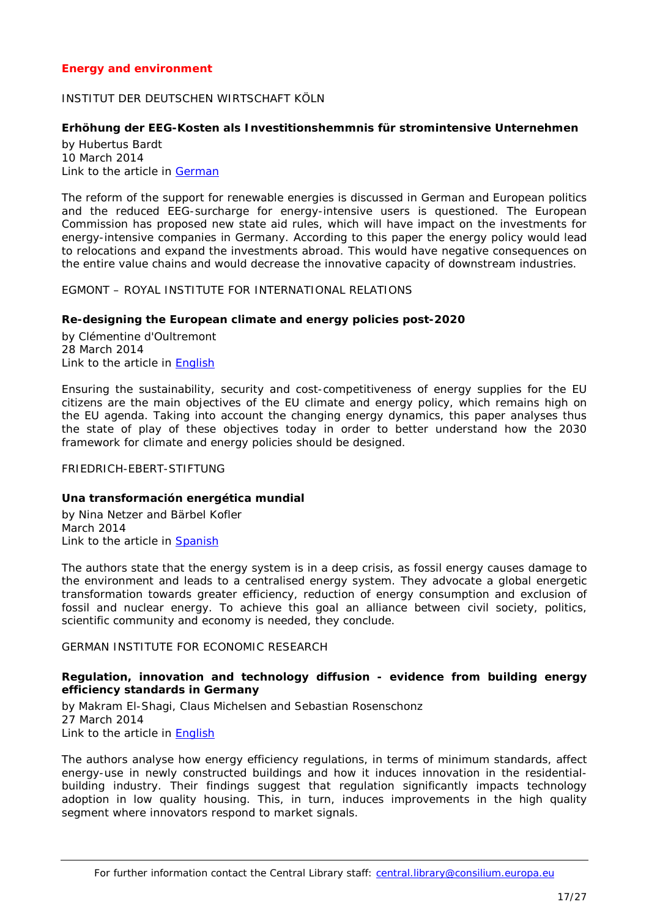## Energy and environment

INSTITUT DER DEUTSCHEN WIRTSCHAFT KÖLN

**Erhöhung der EEG-Kosten als Investitionshemmnis für stromintensive Unternehmen**

by Hubertus Bardt
10 March 2014
Link to the article in German

The reform of the support for renewable energies is discussed in German and European politics and the reduced EEG-surcharge for energy-intensive users is questioned. The European Commission has proposed new state aid rules, which will have impact on the investments for energy-intensive companies in Germany. According to this paper the energy policy would lead to relocations and expand the investments abroad. This would have negative consequences on the entire value chains and would decrease the innovative capacity of downstream industries.

EGMONT – ROYAL INSTITUTE FOR INTERNATIONAL RELATIONS

**Re-designing the European climate and energy policies post-2020**

by Clémentine d'Oultremont
28 March 2014
Link to the article in English

Ensuring the sustainability, security and cost-competitiveness of energy supplies for the EU citizens are the main objectives of the EU climate and energy policy, which remains high on the EU agenda. Taking into account the changing energy dynamics, this paper analyses thus the state of play of these objectives today in order to better understand how the 2030 framework for climate and energy policies should be designed.

FRIEDRICH-EBERT-STIFTUNG

**Una transformación energética mundial**

by Nina Netzer and Bärbel Kofler
March 2014
Link to the article in Spanish

The authors state that the energy system is in a deep crisis, as fossil energy causes damage to the environment and leads to a centralised energy system. They advocate a global energetic transformation towards greater efficiency, reduction of energy consumption and exclusion of fossil and nuclear energy. To achieve this goal an alliance between civil society, politics, scientific community and economy is needed, they conclude.

GERMAN INSTITUTE FOR ECONOMIC RESEARCH

**Regulation, innovation and technology diffusion - evidence from building energy efficiency standards in Germany**

by Makram El-Shagi, Claus Michelsen and Sebastian Rosenschonz
27 March 2014
Link to the article in English

The authors analyse how energy efficiency regulations, in terms of minimum standards, affect energy-use in newly constructed buildings and how it induces innovation in the residential-building industry. Their findings suggest that regulation significantly impacts technology adoption in low quality housing. This, in turn, induces improvements in the high quality segment where innovators respond to market signals.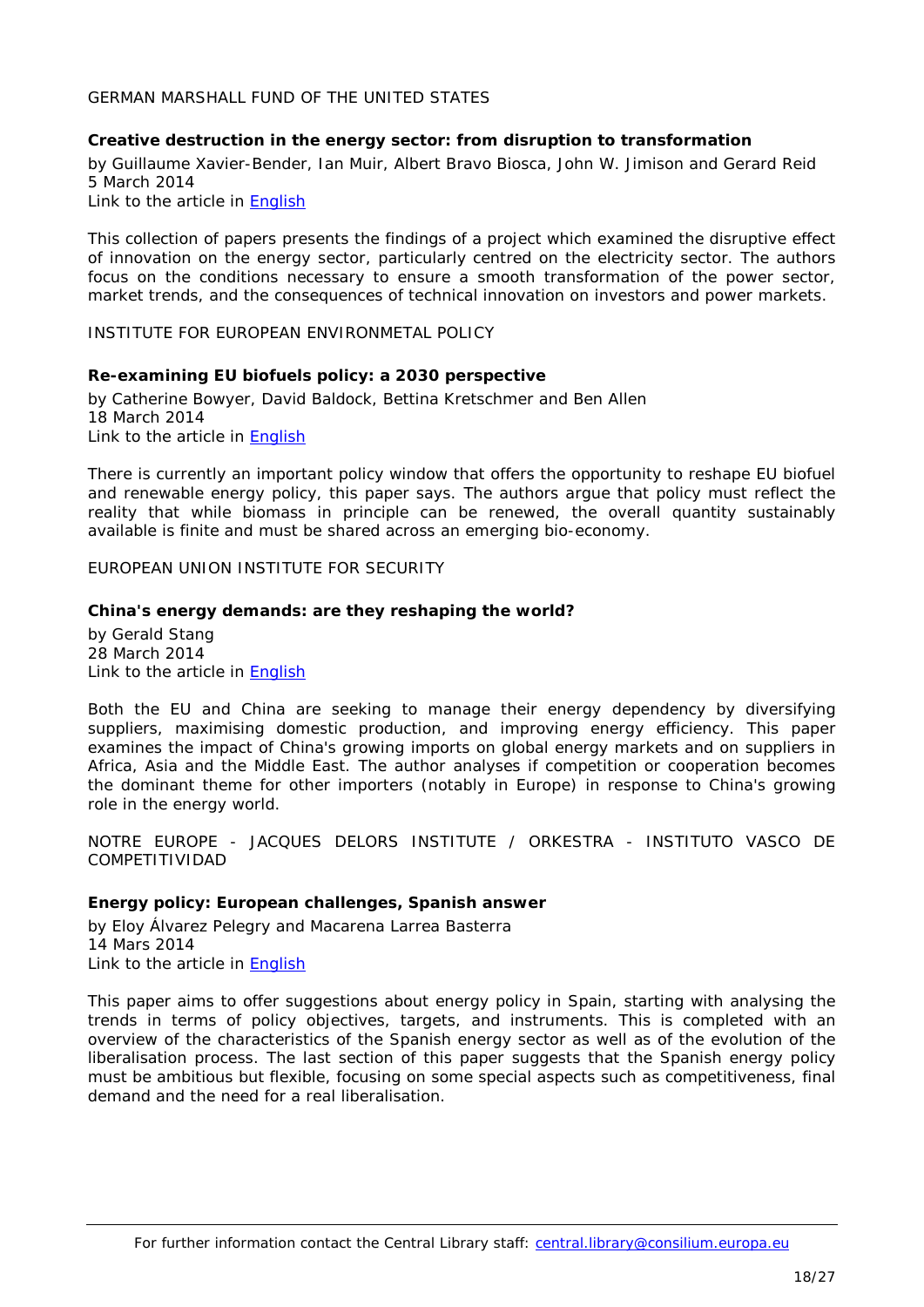GERMAN MARSHALL FUND OF THE UNITED STATES

**Creative destruction in the energy sector: from disruption to transformation**

by Guillaume Xavier-Bender, Ian Muir, Albert Bravo Biosca, John W. Jimison and Gerard Reid
5 March 2014
Link to the article in English

This collection of papers presents the findings of a project which examined the disruptive effect of innovation on the energy sector, particularly centred on the electricity sector. The authors focus on the conditions necessary to ensure a smooth transformation of the power sector, market trends, and the consequences of technical innovation on investors and power markets.

INSTITUTE FOR EUROPEAN ENVIRONMETAL POLICY

**Re-examining EU biofuels policy: a 2030 perspective**

by Catherine Bowyer, David Baldock, Bettina Kretschmer and Ben Allen
18 March 2014
Link to the article in English

There is currently an important policy window that offers the opportunity to reshape EU biofuel and renewable energy policy, this paper says. The authors argue that policy must reflect the reality that while biomass in principle can be renewed, the overall quantity sustainably available is finite and must be shared across an emerging bio-economy.

EUROPEAN UNION INSTITUTE FOR SECURITY

**China's energy demands: are they reshaping the world?**

by Gerald Stang
28 March 2014
Link to the article in English

Both the EU and China are seeking to manage their energy dependency by diversifying suppliers, maximising domestic production, and improving energy efficiency. This paper examines the impact of China's growing imports on global energy markets and on suppliers in Africa, Asia and the Middle East. The author analyses if competition or cooperation becomes the dominant theme for other importers (notably in Europe) in response to China's growing role in the energy world.

NOTRE EUROPE - JACQUES DELORS INSTITUTE / ORKESTRA - INSTITUTO VASCO DE COMPETITIVIDAD

**Energy policy: European challenges, Spanish answer**

by Eloy Álvarez Pelegry and Macarena Larrea Basterra
14 Mars 2014
Link to the article in English

This paper aims to offer suggestions about energy policy in Spain, starting with analysing the trends in terms of policy objectives, targets, and instruments. This is completed with an overview of the characteristics of the Spanish energy sector as well as of the evolution of the liberalisation process. The last section of this paper suggests that the Spanish energy policy must be ambitious but flexible, focusing on some special aspects such as competitiveness, final demand and the need for a real liberalisation.

For further information contact the Central Library staff: central.library@consilium.europa.eu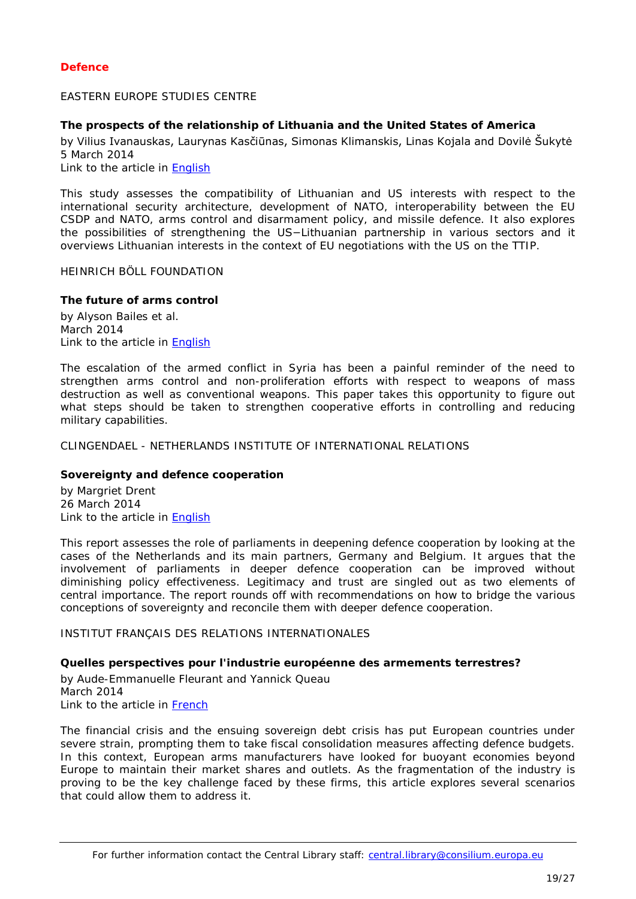## Defence

EASTERN EUROPE STUDIES CENTRE

**The prospects of the relationship of Lithuania and the United States of America**

by Vilius Ivanauskas, Laurynas Kasčiūnas, Simonas Klimanskis, Linas Kojala and Dovilė Šukytė
5 March 2014
Link to the article in English

This study assesses the compatibility of Lithuanian and US interests with respect to the international security architecture, development of NATO, interoperability between the EU CSDP and NATO, arms control and disarmament policy, and missile defence. It also explores the possibilities of strengthening the US−Lithuanian partnership in various sectors and it overviews Lithuanian interests in the context of EU negotiations with the US on the TTIP.

HEINRICH BÖLL FOUNDATION

**The future of arms control**

by Alyson Bailes et al.
March 2014
Link to the article in English

The escalation of the armed conflict in Syria has been a painful reminder of the need to strengthen arms control and non-proliferation efforts with respect to weapons of mass destruction as well as conventional weapons. This paper takes this opportunity to figure out what steps should be taken to strengthen cooperative efforts in controlling and reducing military capabilities.

CLINGENDAEL - NETHERLANDS INSTITUTE OF INTERNATIONAL RELATIONS

**Sovereignty and defence cooperation**

by Margriet Drent
26 March 2014
Link to the article in English

This report assesses the role of parliaments in deepening defence cooperation by looking at the cases of the Netherlands and its main partners, Germany and Belgium. It argues that the involvement of parliaments in deeper defence cooperation can be improved without diminishing policy effectiveness. Legitimacy and trust are singled out as two elements of central importance. The report rounds off with recommendations on how to bridge the various conceptions of sovereignty and reconcile them with deeper defence cooperation.

INSTITUT FRANÇAIS DES RELATIONS INTERNATIONALES

**Quelles perspectives pour l'industrie européenne des armements terrestres?**

by Aude-Emmanuelle Fleurant and Yannick Queau
March 2014
Link to the article in French

The financial crisis and the ensuing sovereign debt crisis has put European countries under severe strain, prompting them to take fiscal consolidation measures affecting defence budgets. In this context, European arms manufacturers have looked for buoyant economies beyond Europe to maintain their market shares and outlets. As the fragmentation of the industry is proving to be the key challenge faced by these firms, this article explores several scenarios that could allow them to address it.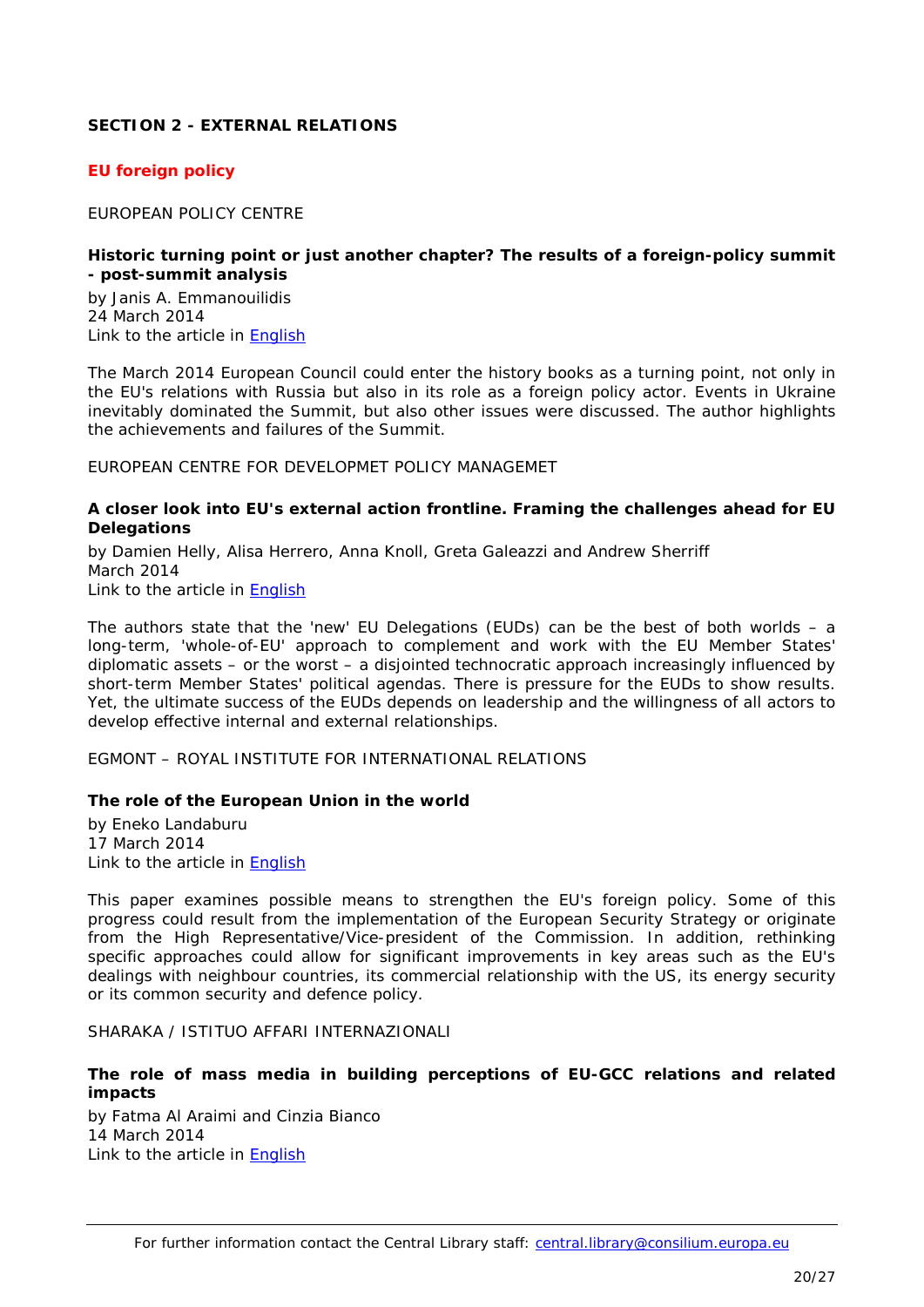## SECTION 2 - EXTERNAL RELATIONS

### EU foreign policy

EUROPEAN POLICY CENTRE

**Historic turning point or just another chapter? The results of a foreign-policy summit - post-summit analysis**

by Janis A. Emmanouilidis
24 March 2014
Link to the article in English

The March 2014 European Council could enter the history books as a turning point, not only in the EU's relations with Russia but also in its role as a foreign policy actor. Events in Ukraine inevitably dominated the Summit, but also other issues were discussed. The author highlights the achievements and failures of the Summit.

EUROPEAN CENTRE FOR DEVELOPMET POLICY MANAGEMET

**A closer look into EU's external action frontline. Framing the challenges ahead for EU Delegations**

by Damien Helly, Alisa Herrero, Anna Knoll, Greta Galeazzi and Andrew Sherriff
March 2014
Link to the article in English

The authors state that the 'new' EU Delegations (EUDs) can be the best of both worlds – a long-term, 'whole-of-EU' approach to complement and work with the EU Member States' diplomatic assets – or the worst – a disjointed technocratic approach increasingly influenced by short-term Member States' political agendas. There is pressure for the EUDs to show results. Yet, the ultimate success of the EUDs depends on leadership and the willingness of all actors to develop effective internal and external relationships.

EGMONT – ROYAL INSTITUTE FOR INTERNATIONAL RELATIONS

**The role of the European Union in the world**

by Eneko Landaburu
17 March 2014
Link to the article in English

This paper examines possible means to strengthen the EU's foreign policy. Some of this progress could result from the implementation of the European Security Strategy or originate from the High Representative/Vice-president of the Commission. In addition, rethinking specific approaches could allow for significant improvements in key areas such as the EU's dealings with neighbour countries, its commercial relationship with the US, its energy security or its common security and defence policy.

SHARAKA / ISTITUO AFFARI INTERNAZIONALI

**The role of mass media in building perceptions of EU-GCC relations and related impacts**

by Fatma Al Araimi and Cinzia Bianco
14 March 2014
Link to the article in English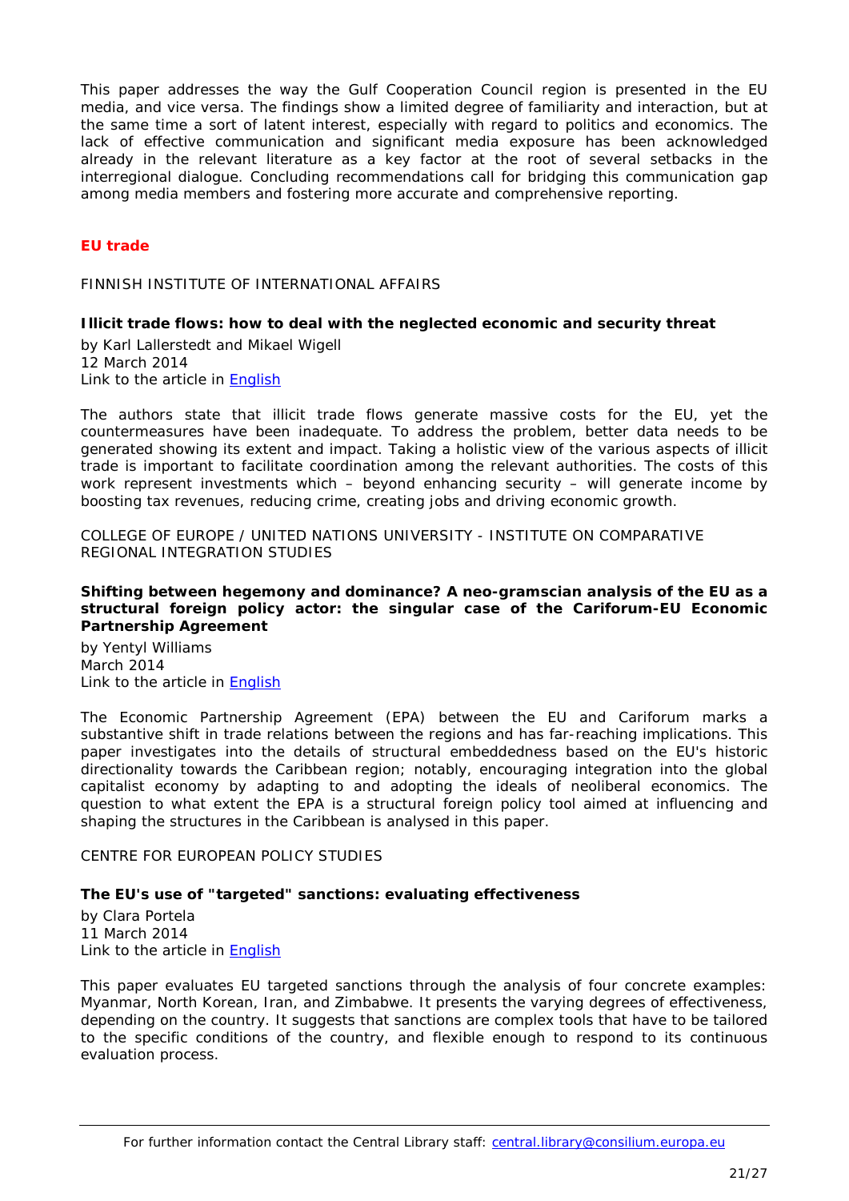This paper addresses the way the Gulf Cooperation Council region is presented in the EU media, and vice versa. The findings show a limited degree of familiarity and interaction, but at the same time a sort of latent interest, especially with regard to politics and economics. The lack of effective communication and significant media exposure has been acknowledged already in the relevant literature as a key factor at the root of several setbacks in the interregional dialogue. Concluding recommendations call for bridging this communication gap among media members and fostering more accurate and comprehensive reporting.

## EU trade

FINNISH INSTITUTE OF INTERNATIONAL AFFAIRS

**Illicit trade flows: how to deal with the neglected economic and security threat**

by Karl Lallerstedt and Mikael Wigell
12 March 2014
Link to the article in English

The authors state that illicit trade flows generate massive costs for the EU, yet the countermeasures have been inadequate. To address the problem, better data needs to be generated showing its extent and impact. Taking a holistic view of the various aspects of illicit trade is important to facilitate coordination among the relevant authorities. The costs of this work represent investments which – beyond enhancing security – will generate income by boosting tax revenues, reducing crime, creating jobs and driving economic growth.

COLLEGE OF EUROPE / UNITED NATIONS UNIVERSITY - INSTITUTE ON COMPARATIVE REGIONAL INTEGRATION STUDIES

**Shifting between hegemony and dominance? A neo-gramscian analysis of the EU as a structural foreign policy actor: the singular case of the Cariforum-EU Economic Partnership Agreement**

by Yentyl Williams
March 2014
Link to the article in English

The Economic Partnership Agreement (EPA) between the EU and Cariforum marks a substantive shift in trade relations between the regions and has far-reaching implications. This paper investigates into the details of structural embeddedness based on the EU's historic directionality towards the Caribbean region; notably, encouraging integration into the global capitalist economy by adapting to and adopting the ideals of neoliberal economics. The question to what extent the EPA is a structural foreign policy tool aimed at influencing and shaping the structures in the Caribbean is analysed in this paper.

CENTRE FOR EUROPEAN POLICY STUDIES

**The EU's use of "targeted" sanctions: evaluating effectiveness**

by Clara Portela
11 March 2014
Link to the article in English

This paper evaluates EU targeted sanctions through the analysis of four concrete examples: Myanmar, North Korean, Iran, and Zimbabwe. It presents the varying degrees of effectiveness, depending on the country. It suggests that sanctions are complex tools that have to be tailored to the specific conditions of the country, and flexible enough to respond to its continuous evaluation process.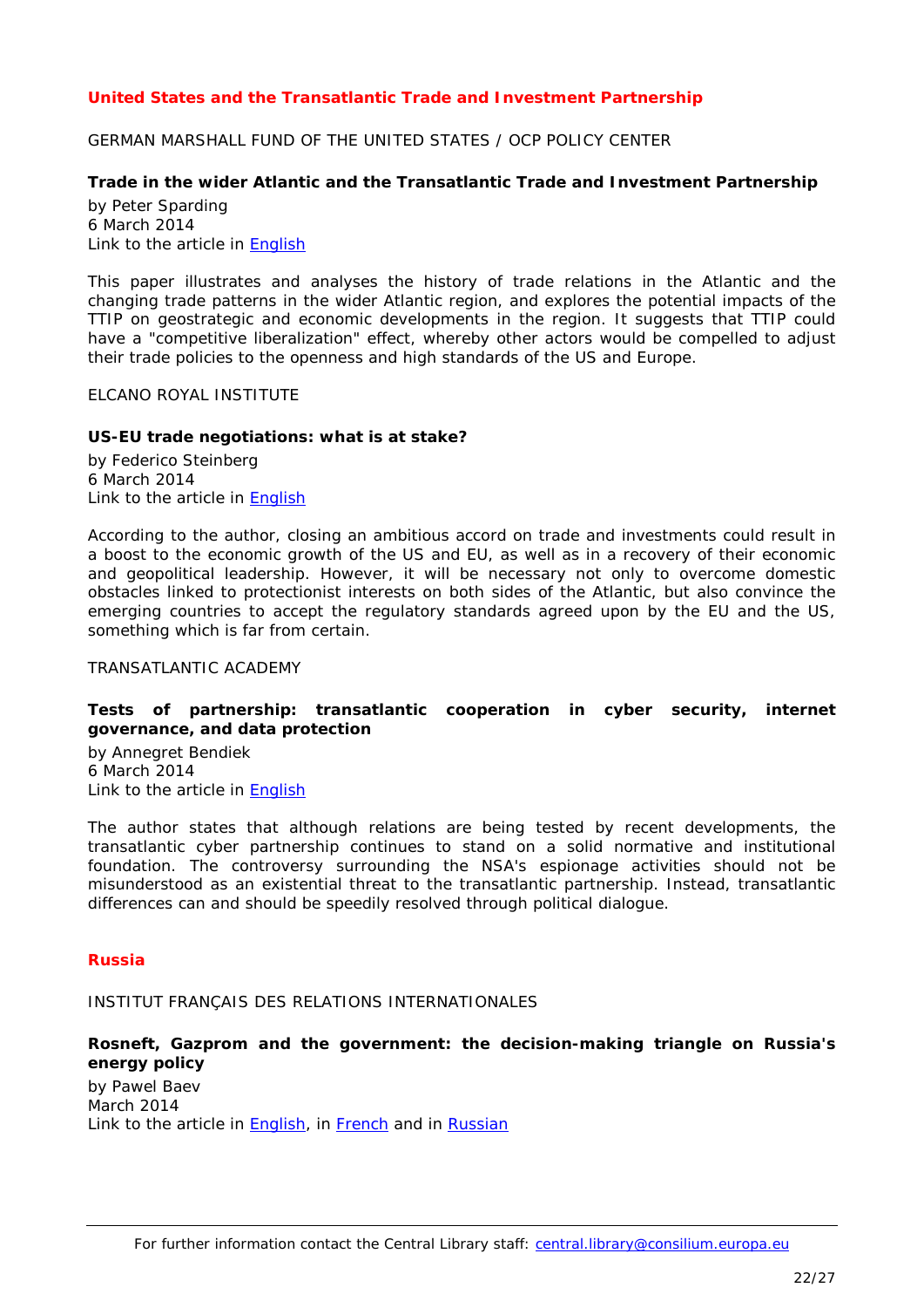## United States and the Transatlantic Trade and Investment Partnership

GERMAN MARSHALL FUND OF THE UNITED STATES / OCP POLICY CENTER

**Trade in the wider Atlantic and the Transatlantic Trade and Investment Partnership**

by Peter Sparding
6 March 2014
Link to the article in English

This paper illustrates and analyses the history of trade relations in the Atlantic and the changing trade patterns in the wider Atlantic region, and explores the potential impacts of the TTIP on geostrategic and economic developments in the region. It suggests that TTIP could have a "competitive liberalization" effect, whereby other actors would be compelled to adjust their trade policies to the openness and high standards of the US and Europe.

ELCANO ROYAL INSTITUTE

**US-EU trade negotiations: what is at stake?**

by Federico Steinberg
6 March 2014
Link to the article in English

According to the author, closing an ambitious accord on trade and investments could result in a boost to the economic growth of the US and EU, as well as in a recovery of their economic and geopolitical leadership. However, it will be necessary not only to overcome domestic obstacles linked to protectionist interests on both sides of the Atlantic, but also convince the emerging countries to accept the regulatory standards agreed upon by the EU and the US, something which is far from certain.

TRANSATLANTIC ACADEMY

**Tests of partnership: transatlantic cooperation in cyber security, internet governance, and data protection**

by Annegret Bendiek
6 March 2014
Link to the article in English

The author states that although relations are being tested by recent developments, the transatlantic cyber partnership continues to stand on a solid normative and institutional foundation. The controversy surrounding the NSA's espionage activities should not be misunderstood as an existential threat to the transatlantic partnership. Instead, transatlantic differences can and should be speedily resolved through political dialogue.

## Russia

INSTITUT FRANÇAIS DES RELATIONS INTERNATIONALES

**Rosneft, Gazprom and the government: the decision-making triangle on Russia's energy policy**

by Pawel Baev
March 2014
Link to the article in English, in French and in Russian

For further information contact the Central Library staff: central.library@consilium.europa.eu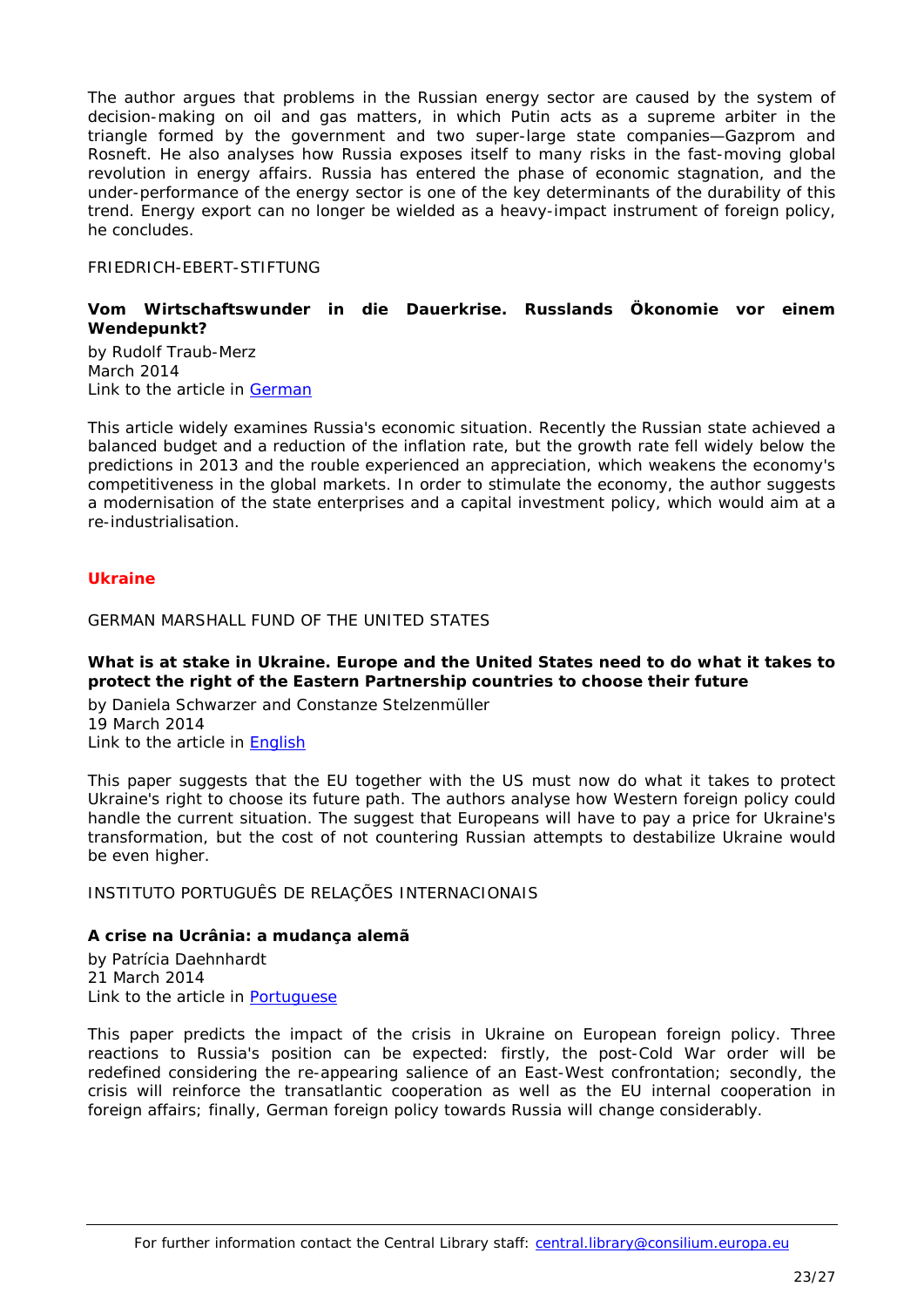The author argues that problems in the Russian energy sector are caused by the system of decision-making on oil and gas matters, in which Putin acts as a supreme arbiter in the triangle formed by the government and two super-large state companies—Gazprom and Rosneft. He also analyses how Russia exposes itself to many risks in the fast-moving global revolution in energy affairs. Russia has entered the phase of economic stagnation, and the under-performance of the energy sector is one of the key determinants of the durability of this trend. Energy export can no longer be wielded as a heavy-impact instrument of foreign policy, he concludes.

FRIEDRICH-EBERT-STIFTUNG

**Vom Wirtschaftswunder in die Dauerkrise. Russlands Ökonomie vor einem Wendepunkt?**

by Rudolf Traub-Merz
March 2014
Link to the article in German

This article widely examines Russia's economic situation. Recently the Russian state achieved a balanced budget and a reduction of the inflation rate, but the growth rate fell widely below the predictions in 2013 and the rouble experienced an appreciation, which weakens the economy's competitiveness in the global markets. In order to stimulate the economy, the author suggests a modernisation of the state enterprises and a capital investment policy, which would aim at a re-industrialisation.

## Ukraine

GERMAN MARSHALL FUND OF THE UNITED STATES

**What is at stake in Ukraine. Europe and the United States need to do what it takes to protect the right of the Eastern Partnership countries to choose their future**

by Daniela Schwarzer and Constanze Stelzenmüller
19 March 2014
Link to the article in English

This paper suggests that the EU together with the US must now do what it takes to protect Ukraine's right to choose its future path. The authors analyse how Western foreign policy could handle the current situation. The suggest that Europeans will have to pay a price for Ukraine's transformation, but the cost of not countering Russian attempts to destabilize Ukraine would be even higher.

INSTITUTO PORTUGUÊS DE RELAÇÕES INTERNACIONAIS

**A crise na Ucrânia: a mudança alemã**

by Patrícia Daehnhardt
21 March 2014
Link to the article in Portuguese

This paper predicts the impact of the crisis in Ukraine on European foreign policy. Three reactions to Russia's position can be expected: firstly, the post-Cold War order will be redefined considering the re-appearing salience of an East-West confrontation; secondly, the crisis will reinforce the transatlantic cooperation as well as the EU internal cooperation in foreign affairs; finally, German foreign policy towards Russia will change considerably.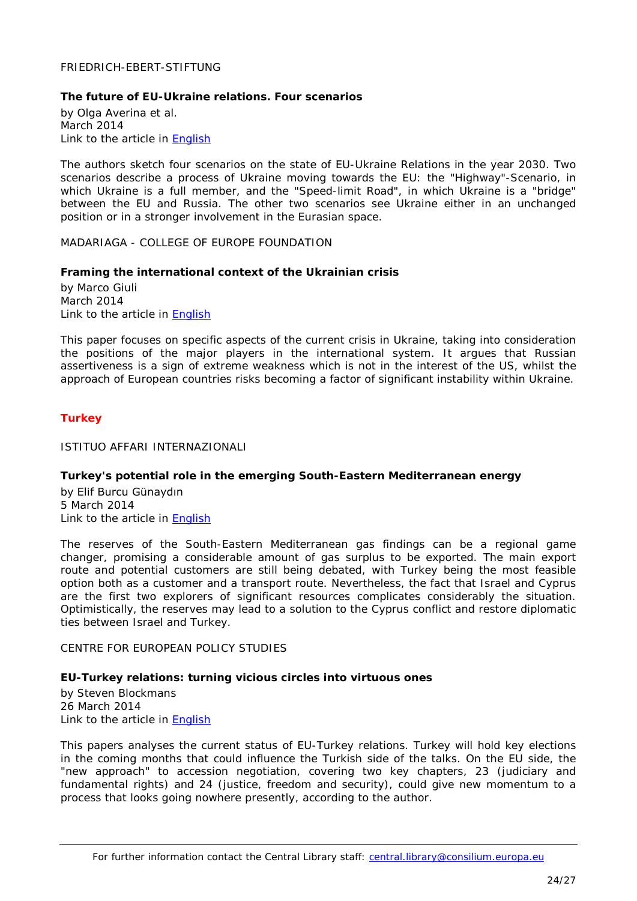FRIEDRICH-EBERT-STIFTUNG

**The future of EU-Ukraine relations. Four scenarios**

by Olga Averina et al.
March 2014
Link to the article in English

The authors sketch four scenarios on the state of EU-Ukraine Relations in the year 2030. Two scenarios describe a process of Ukraine moving towards the EU: the "Highway"-Scenario, in which Ukraine is a full member, and the "Speed-limit Road", in which Ukraine is a "bridge" between the EU and Russia. The other two scenarios see Ukraine either in an unchanged position or in a stronger involvement in the Eurasian space.

MADARIAGA - COLLEGE OF EUROPE FOUNDATION

**Framing the international context of the Ukrainian crisis**

by Marco Giuli
March 2014
Link to the article in English

This paper focuses on specific aspects of the current crisis in Ukraine, taking into consideration the positions of the major players in the international system. It argues that Russian assertiveness is a sign of extreme weakness which is not in the interest of the US, whilst the approach of European countries risks becoming a factor of significant instability within Ukraine.

## Turkey

ISTITUO AFFARI INTERNAZIONALI

**Turkey's potential role in the emerging South-Eastern Mediterranean energy**

by Elif Burcu Günaydın
5 March 2014
Link to the article in English

The reserves of the South-Eastern Mediterranean gas findings can be a regional game changer, promising a considerable amount of gas surplus to be exported. The main export route and potential customers are still being debated, with Turkey being the most feasible option both as a customer and a transport route. Nevertheless, the fact that Israel and Cyprus are the first two explorers of significant resources complicates considerably the situation. Optimistically, the reserves may lead to a solution to the Cyprus conflict and restore diplomatic ties between Israel and Turkey.

CENTRE FOR EUROPEAN POLICY STUDIES

**EU-Turkey relations: turning vicious circles into virtuous ones**

by Steven Blockmans
26 March 2014
Link to the article in English

This papers analyses the current status of EU-Turkey relations. Turkey will hold key elections in the coming months that could influence the Turkish side of the talks. On the EU side, the "new approach" to accession negotiation, covering two key chapters, 23 (judiciary and fundamental rights) and 24 (justice, freedom and security), could give new momentum to a process that looks going nowhere presently, according to the author.

For further information contact the Central Library staff: central.library@consilium.europa.eu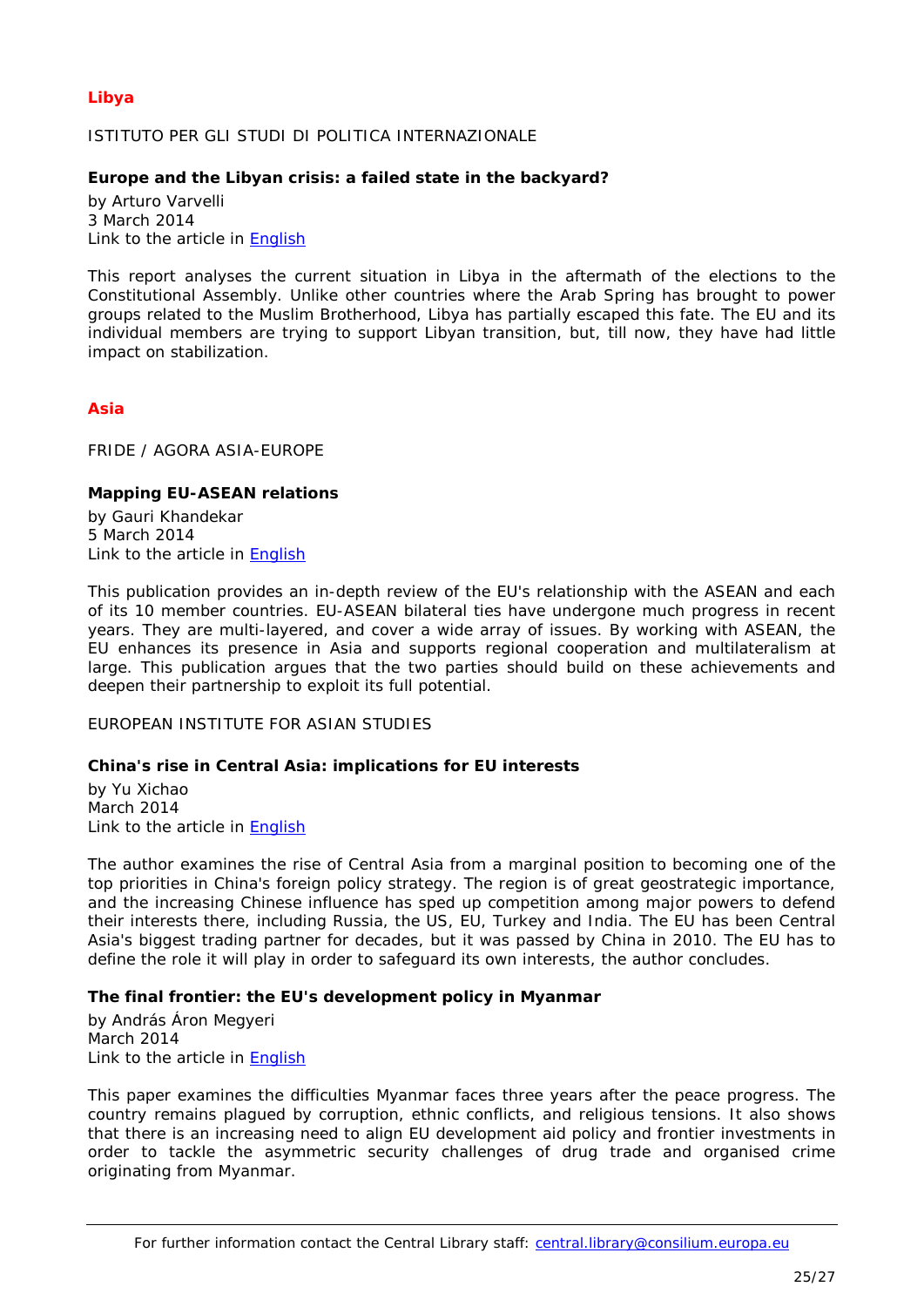## Libya

ISTITUTO PER GLI STUDI DI POLITICA INTERNAZIONALE

**Europe and the Libyan crisis: a failed state in the backyard?**

by Arturo Varvelli
3 March 2014
Link to the article in English

This report analyses the current situation in Libya in the aftermath of the elections to the Constitutional Assembly. Unlike other countries where the Arab Spring has brought to power groups related to the Muslim Brotherhood, Libya has partially escaped this fate. The EU and its individual members are trying to support Libyan transition, but, till now, they have had little impact on stabilization.

## Asia

FRIDE / AGORA ASIA-EUROPE

**Mapping EU-ASEAN relations**

by Gauri Khandekar
5 March 2014
Link to the article in English

This publication provides an in-depth review of the EU's relationship with the ASEAN and each of its 10 member countries. EU-ASEAN bilateral ties have undergone much progress in recent years. They are multi-layered, and cover a wide array of issues. By working with ASEAN, the EU enhances its presence in Asia and supports regional cooperation and multilateralism at large. This publication argues that the two parties should build on these achievements and deepen their partnership to exploit its full potential.

EUROPEAN INSTITUTE FOR ASIAN STUDIES

**China's rise in Central Asia: implications for EU interests**

by Yu Xichao
March 2014
Link to the article in English

The author examines the rise of Central Asia from a marginal position to becoming one of the top priorities in China's foreign policy strategy. The region is of great geostrategic importance, and the increasing Chinese influence has sped up competition among major powers to defend their interests there, including Russia, the US, EU, Turkey and India. The EU has been Central Asia's biggest trading partner for decades, but it was passed by China in 2010. The EU has to define the role it will play in order to safeguard its own interests, the author concludes.

**The final frontier: the EU's development policy in Myanmar**

by András Áron Megyeri
March 2014
Link to the article in English

This paper examines the difficulties Myanmar faces three years after the peace progress. The country remains plagued by corruption, ethnic conflicts, and religious tensions. It also shows that there is an increasing need to align EU development aid policy and frontier investments in order to tackle the asymmetric security challenges of drug trade and organised crime originating from Myanmar.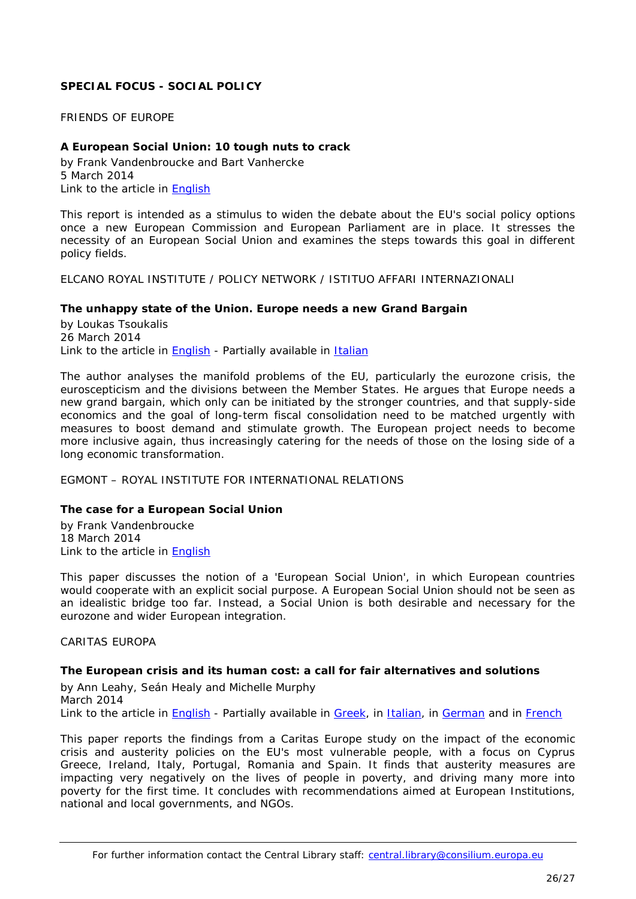## SPECIAL FOCUS - SOCIAL POLICY

FRIENDS OF EUROPE

**A European Social Union: 10 tough nuts to crack**
by Frank Vandenbroucke and Bart Vanhercke
5 March 2014
Link to the article in English

This report is intended as a stimulus to widen the debate about the EU's social policy options once a new European Commission and European Parliament are in place. It stresses the necessity of an European Social Union and examines the steps towards this goal in different policy fields.

ELCANO ROYAL INSTITUTE / POLICY NETWORK / ISTITUO AFFARI INTERNAZIONALI

**The unhappy state of the Union. Europe needs a new Grand Bargain**
by Loukas Tsoukalis
26 March 2014
Link to the article in English - Partially available in Italian

The author analyses the manifold problems of the EU, particularly the eurozone crisis, the euroscepticism and the divisions between the Member States. He argues that Europe needs a new grand bargain, which only can be initiated by the stronger countries, and that supply-side economics and the goal of long-term fiscal consolidation need to be matched urgently with measures to boost demand and stimulate growth. The European project needs to become more inclusive again, thus increasingly catering for the needs of those on the losing side of a long economic transformation.

EGMONT – ROYAL INSTITUTE FOR INTERNATIONAL RELATIONS

**The case for a European Social Union**
by Frank Vandenbroucke
18 March 2014
Link to the article in English

This paper discusses the notion of a 'European Social Union', in which European countries would cooperate with an explicit social purpose. A European Social Union should not be seen as an idealistic bridge too far. Instead, a Social Union is both desirable and necessary for the eurozone and wider European integration.

CARITAS EUROPA

**The European crisis and its human cost: a call for fair alternatives and solutions**
by Ann Leahy, Seán Healy and Michelle Murphy
March 2014
Link to the article in English - Partially available in Greek, in Italian, in German and in French

This paper reports the findings from a Caritas Europe study on the impact of the economic crisis and austerity policies on the EU's most vulnerable people, with a focus on Cyprus Greece, Ireland, Italy, Portugal, Romania and Spain. It finds that austerity measures are impacting very negatively on the lives of people in poverty, and driving many more into poverty for the first time. It concludes with recommendations aimed at European Institutions, national and local governments, and NGOs.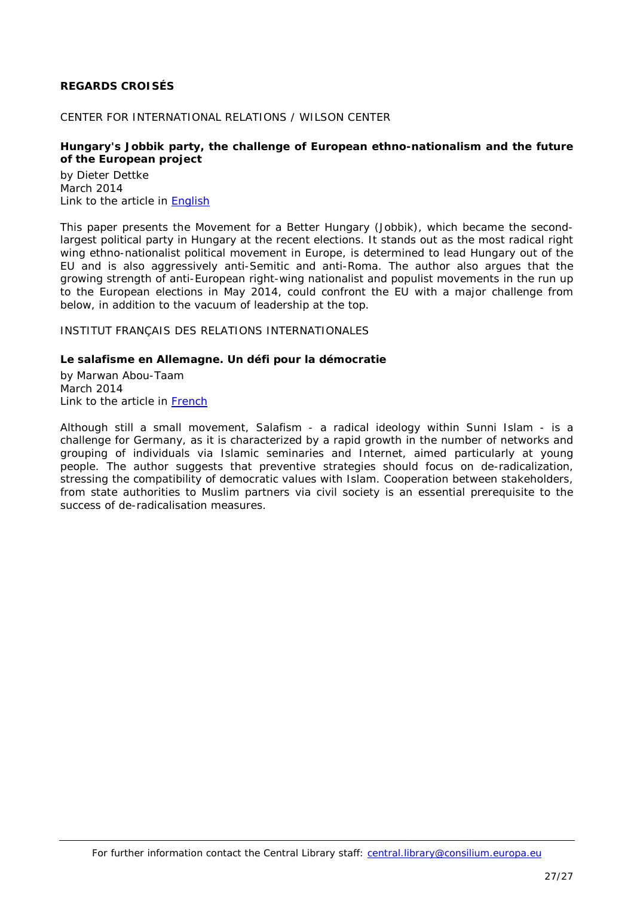**REGARDS CROISÉS**

CENTER FOR INTERNATIONAL RELATIONS / WILSON CENTER

**Hungary's Jobbik party, the challenge of European ethno-nationalism and the future of the European project**

by Dieter Dettke
March 2014
Link to the article in English

This paper presents the Movement for a Better Hungary (Jobbik), which became the second-largest political party in Hungary at the recent elections. It stands out as the most radical right wing ethno-nationalist political movement in Europe, is determined to lead Hungary out of the EU and is also aggressively anti-Semitic and anti-Roma. The author also argues that the growing strength of anti-European right-wing nationalist and populist movements in the run up to the European elections in May 2014, could confront the EU with a major challenge from below, in addition to the vacuum of leadership at the top.

INSTITUT FRANÇAIS DES RELATIONS INTERNATIONALES

**Le salafisme en Allemagne. Un défi pour la démocratie**

by Marwan Abou-Taam
March 2014
Link to the article in French

Although still a small movement, Salafism - a radical ideology within Sunni Islam - is a challenge for Germany, as it is characterized by a rapid growth in the number of networks and grouping of individuals via Islamic seminaries and Internet, aimed particularly at young people. The author suggests that preventive strategies should focus on de-radicalization, stressing the compatibility of democratic values with Islam. Cooperation between stakeholders, from state authorities to Muslim partners via civil society is an essential prerequisite to the success of de-radicalisation measures.